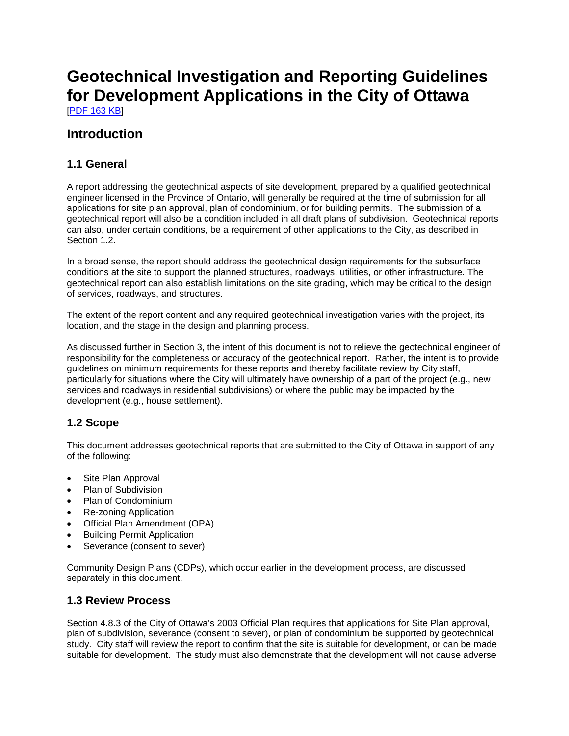# Geotechnical Investigation and Reporting Guidelines for Development Applications in the City of Ottawa

[PDF 163 KB]

## Introduction

### 1.1 General

A report addressing the geotechnical aspects of site development, prepared by a qualified geotechnical engineer licensed in the Province of Ontario, will generally be required at the time of submission for all applications for site plan approval, plan of condominium, or for building permits. The submission of a geotechnical report will also be a condition included in all draft plans of subdivision. Geotechnical reports can also, under certain conditions, be a requirement of other applications to the City, as described in Section 1.2.

In a broad sense, the report should address the geotechnical design requirements for the subsurface conditions at the site to support the planned structures, roadways, utilities, or other infrastructure. The geotechnical report can also establish limitations on the site grading, which may be critical to the design of services, roadways, and structures.

The extent of the report content and any required geotechnical investigation varies with the project, its location, and the stage in the design and planning process.

As discussed further in Section 3, the intent of this document is not to relieve the geotechnical engineer of responsibility for the completeness or accuracy of the geotechnical report. Rather, the intent is to provide guidelines on minimum requirements for these reports and thereby facilitate review by City staff, particularly for situations where the City will ultimately have ownership of a part of the project (e.g., new services and roadways in residential subdivisions) or where the public may be impacted by the development (e.g., house settlement).

### 1.2 Scope

This document addresses geotechnical reports that are submitted to the City of Ottawa in support of any of the following:

- Site Plan Approval
- Plan of Subdivision
- Plan of Condominium
- Re-zoning Application
- Official Plan Amendment (OPA)
- Building Permit Application
- Severance (consent to sever)

Community Design Plans (CDPs), which occur earlier in the development process, are discussed separately in this document.

### 1.3 Review Process

Section 4.8.3 of the City of Ottawa's 2003 Official Plan requires that applications for Site Plan approval, plan of subdivision, severance (consent to sever), or plan of condominium be supported by geotechnical study. City staff will review the report to confirm that the site is suitable for development, or can be made suitable for development. The study must also demonstrate that the development will not cause adverse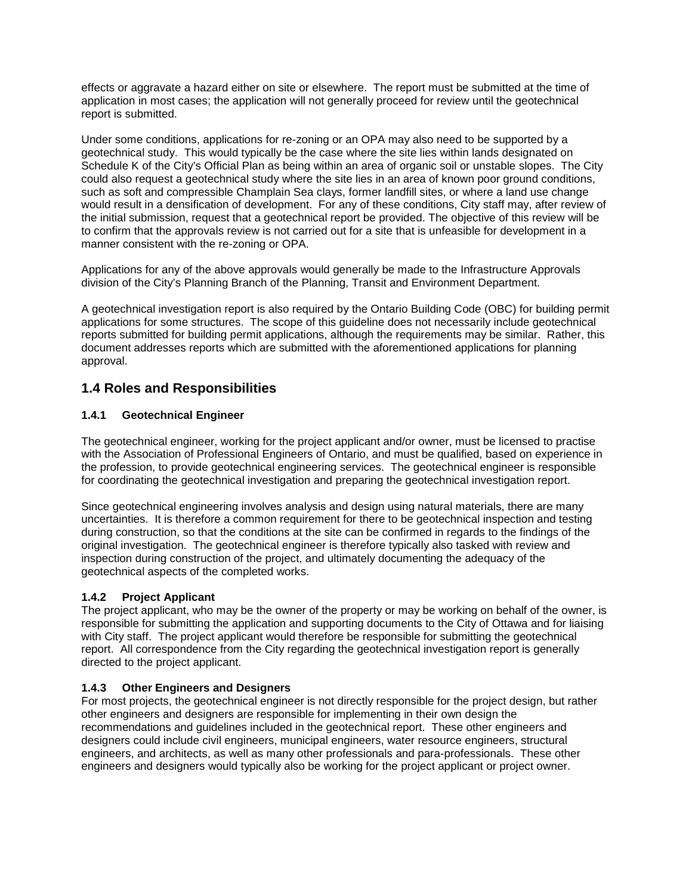effects or aggravate a hazard either on site or elsewhere. The report must be submitted at the time of application in most cases; the application will not generally proceed for review until the geotechnical report is submitted.

Under some conditions, applications for re-zoning or an OPA may also need to be supported by a geotechnical study. This would typically be the case where the site lies within lands designated on Schedule K of the City's Official Plan as being within an area of organic soil or unstable slopes. The City could also request a geotechnical study where the site lies in an area of known poor ground conditions, such as soft and compressible Champlain Sea clays, former landfill sites, or where a land use change would result in a densification of development. For any of these conditions, City staff may, after review of the initial submission, request that a geotechnical report be provided. The objective of this review will be to confirm that the approvals review is not carried out for a site that is unfeasible for development in a manner consistent with the re-zoning or OPA.

Applications for any of the above approvals would generally be made to the Infrastructure Approvals division of the City's Planning Branch of the Planning, Transit and Environment Department.

A geotechnical investigation report is also required by the Ontario Building Code (OBC) for building permit applications for some structures. The scope of this guideline does not necessarily include geotechnical reports submitted for building permit applications, although the requirements may be similar. Rather, this document addresses reports which are submitted with the aforementioned applications for planning approval.

## 1.4 Roles and Responsibilities

### 1.4.1 Geotechnical Engineer

The geotechnical engineer, working for the project applicant and/or owner, must be licensed to practise with the Association of Professional Engineers of Ontario, and must be qualified, based on experience in the profession, to provide geotechnical engineering services. The geotechnical engineer is responsible for coordinating the geotechnical investigation and preparing the geotechnical investigation report.

Since geotechnical engineering involves analysis and design using natural materials, there are many uncertainties. It is therefore a common requirement for there to be geotechnical inspection and testing during construction, so that the conditions at the site can be confirmed in regards to the findings of the original investigation. The geotechnical engineer is therefore typically also tasked with review and inspection during construction of the project, and ultimately documenting the adequacy of the geotechnical aspects of the completed works.

### 1.4.2 Project Applicant

The project applicant, who may be the owner of the property or may be working on behalf of the owner, is responsible for submitting the application and supporting documents to the City of Ottawa and for liaising with City staff. The project applicant would therefore be responsible for submitting the geotechnical report. All correspondence from the City regarding the geotechnical investigation report is generally directed to the project applicant.

### 1.4.3 Other Engineers and Designers

For most projects, the geotechnical engineer is not directly responsible for the project design, but rather other engineers and designers are responsible for implementing in their own design the recommendations and guidelines included in the geotechnical report. These other engineers and designers could include civil engineers, municipal engineers, water resource engineers, structural engineers, and architects, as well as many other professionals and para-professionals. These other engineers and designers would typically also be working for the project applicant or project owner.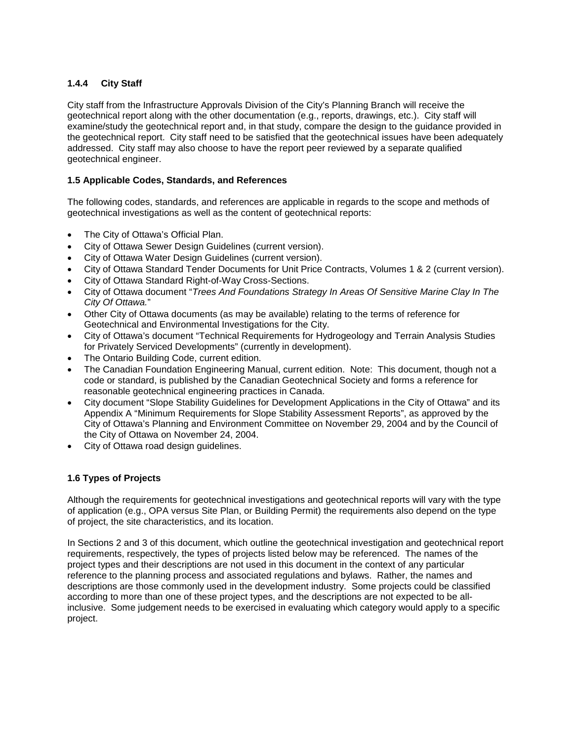### 1.4.4 City Staff

City staff from the Infrastructure Approvals Division of the City's Planning Branch will receive the geotechnical report along with the other documentation (e.g., reports, drawings, etc.). City staff will examine/study the geotechnical report and, in that study, compare the design to the guidance provided in the geotechnical report. City staff need to be satisfied that the geotechnical issues have been adequately addressed. City staff may also choose to have the report peer reviewed by a separate qualified geotechnical engineer.

## 1.5 Applicable Codes, Standards, and References

The following codes, standards, and references are applicable in regards to the scope and methods of geotechnical investigations as well as the content of geotechnical reports:

- The City of Ottawa's Official Plan.
- City of Ottawa Sewer Design Guidelines (current version).
- City of Ottawa Water Design Guidelines (current version).
- City of Ottawa Standard Tender Documents for Unit Price Contracts, Volumes 1 & 2 (current version).
- City of Ottawa Standard Right-of-Way Cross-Sections.
- City of Ottawa document "*Trees And Foundations Strategy In Areas Of Sensitive Marine Clay In The City Of Ottawa.*"
- Other City of Ottawa documents (as may be available) relating to the terms of reference for Geotechnical and Environmental Investigations for the City.
- City of Ottawa's document "Technical Requirements for Hydrogeology and Terrain Analysis Studies for Privately Serviced Developments" (currently in development).
- The Ontario Building Code, current edition.
- The Canadian Foundation Engineering Manual, current edition. Note: This document, though not a code or standard, is published by the Canadian Geotechnical Society and forms a reference for reasonable geotechnical engineering practices in Canada.
- City document "Slope Stability Guidelines for Development Applications in the City of Ottawa" and its Appendix A "Minimum Requirements for Slope Stability Assessment Reports", as approved by the City of Ottawa's Planning and Environment Committee on November 29, 2004 and by the Council of the City of Ottawa on November 24, 2004.
- City of Ottawa road design guidelines.

## 1.6 Types of Projects

Although the requirements for geotechnical investigations and geotechnical reports will vary with the type of application (e.g., OPA versus Site Plan, or Building Permit) the requirements also depend on the type of project, the site characteristics, and its location.

In Sections 2 and 3 of this document, which outline the geotechnical investigation and geotechnical report requirements, respectively, the types of projects listed below may be referenced. The names of the project types and their descriptions are not used in this document in the context of any particular reference to the planning process and associated regulations and bylaws. Rather, the names and descriptions are those commonly used in the development industry. Some projects could be classified according to more than one of these project types, and the descriptions are not expected to be all-inclusive. Some judgement needs to be exercised in evaluating which category would apply to a specific project.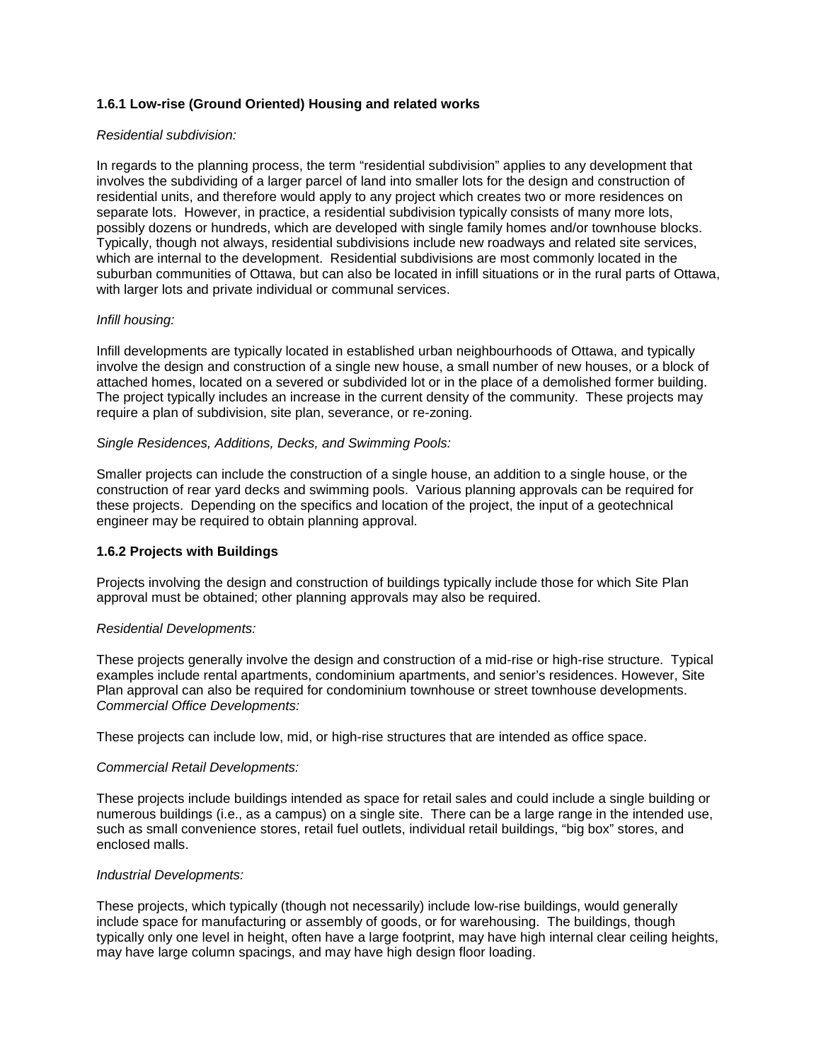### 1.6.1 Low-rise (Ground Oriented) Housing and related works

*Residential subdivision:*

In regards to the planning process, the term "residential subdivision" applies to any development that involves the subdividing of a larger parcel of land into smaller lots for the design and construction of residential units, and therefore would apply to any project which creates two or more residences on separate lots. However, in practice, a residential subdivision typically consists of many more lots, possibly dozens or hundreds, which are developed with single family homes and/or townhouse blocks. Typically, though not always, residential subdivisions include new roadways and related site services, which are internal to the development. Residential subdivisions are most commonly located in the suburban communities of Ottawa, but can also be located in infill situations or in the rural parts of Ottawa, with larger lots and private individual or communal services.

*Infill housing:*

Infill developments are typically located in established urban neighbourhoods of Ottawa, and typically involve the design and construction of a single new house, a small number of new houses, or a block of attached homes, located on a severed or subdivided lot or in the place of a demolished former building. The project typically includes an increase in the current density of the community. These projects may require a plan of subdivision, site plan, severance, or re-zoning.

*Single Residences, Additions, Decks, and Swimming Pools:*

Smaller projects can include the construction of a single house, an addition to a single house, or the construction of rear yard decks and swimming pools. Various planning approvals can be required for these projects. Depending on the specifics and location of the project, the input of a geotechnical engineer may be required to obtain planning approval.

### 1.6.2 Projects with Buildings

Projects involving the design and construction of buildings typically include those for which Site Plan approval must be obtained; other planning approvals may also be required.

*Residential Developments:*

These projects generally involve the design and construction of a mid-rise or high-rise structure. Typical examples include rental apartments, condominium apartments, and senior's residences. However, Site Plan approval can also be required for condominium townhouse or street townhouse developments.

*Commercial Office Developments:*

These projects can include low, mid, or high-rise structures that are intended as office space.

*Commercial Retail Developments:*

These projects include buildings intended as space for retail sales and could include a single building or numerous buildings (i.e., as a campus) on a single site. There can be a large range in the intended use, such as small convenience stores, retail fuel outlets, individual retail buildings, "big box" stores, and enclosed malls.

*Industrial Developments:*

These projects, which typically (though not necessarily) include low-rise buildings, would generally include space for manufacturing or assembly of goods, or for warehousing. The buildings, though typically only one level in height, often have a large footprint, may have high internal clear ceiling heights, may have large column spacings, and may have high design floor loading.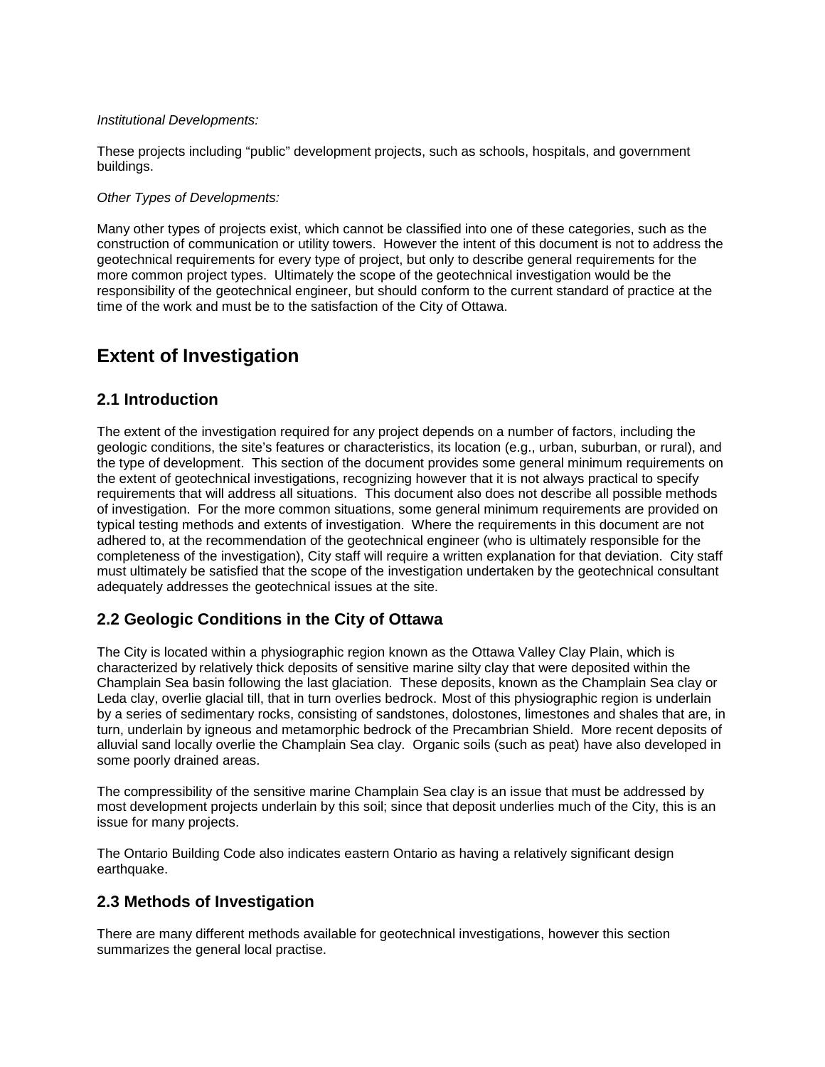*Institutional Developments:*

These projects including "public" development projects, such as schools, hospitals, and government buildings.

*Other Types of Developments:*

Many other types of projects exist, which cannot be classified into one of these categories, such as the construction of communication or utility towers. However the intent of this document is not to address the geotechnical requirements for every type of project, but only to describe general requirements for the more common project types. Ultimately the scope of the geotechnical investigation would be the responsibility of the geotechnical engineer, but should conform to the current standard of practice at the time of the work and must be to the satisfaction of the City of Ottawa.

# Extent of Investigation

## 2.1 Introduction

The extent of the investigation required for any project depends on a number of factors, including the geologic conditions, the site's features or characteristics, its location (e.g., urban, suburban, or rural), and the type of development. This section of the document provides some general minimum requirements on the extent of geotechnical investigations, recognizing however that it is not always practical to specify requirements that will address all situations. This document also does not describe all possible methods of investigation. For the more common situations, some general minimum requirements are provided on typical testing methods and extents of investigation. Where the requirements in this document are not adhered to, at the recommendation of the geotechnical engineer (who is ultimately responsible for the completeness of the investigation), City staff will require a written explanation for that deviation. City staff must ultimately be satisfied that the scope of the investigation undertaken by the geotechnical consultant adequately addresses the geotechnical issues at the site.

## 2.2 Geologic Conditions in the City of Ottawa

The City is located within a physiographic region known as the Ottawa Valley Clay Plain, which is characterized by relatively thick deposits of sensitive marine silty clay that were deposited within the Champlain Sea basin following the last glaciation. These deposits, known as the Champlain Sea clay or Leda clay, overlie glacial till, that in turn overlies bedrock. Most of this physiographic region is underlain by a series of sedimentary rocks, consisting of sandstones, dolostones, limestones and shales that are, in turn, underlain by igneous and metamorphic bedrock of the Precambrian Shield. More recent deposits of alluvial sand locally overlie the Champlain Sea clay. Organic soils (such as peat) have also developed in some poorly drained areas.

The compressibility of the sensitive marine Champlain Sea clay is an issue that must be addressed by most development projects underlain by this soil; since that deposit underlies much of the City, this is an issue for many projects.

The Ontario Building Code also indicates eastern Ontario as having a relatively significant design earthquake.

## 2.3 Methods of Investigation

There are many different methods available for geotechnical investigations, however this section summarizes the general local practise.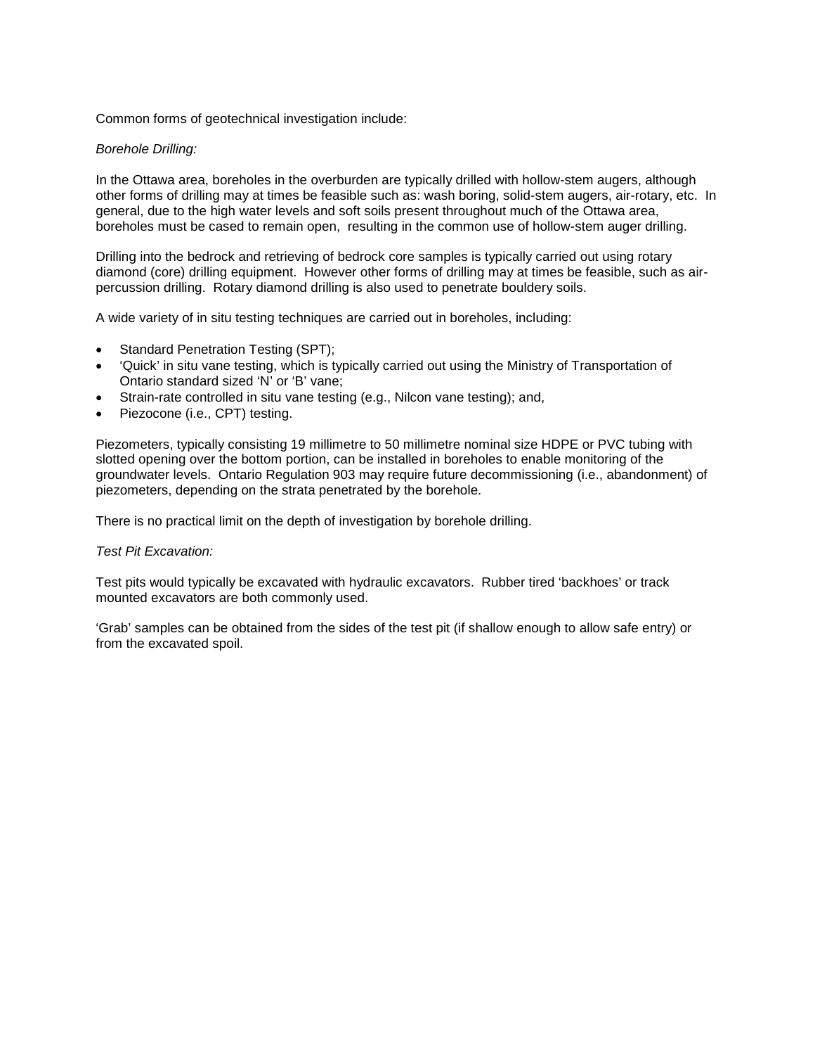Common forms of geotechnical investigation include:

*Borehole Drilling:*

In the Ottawa area, boreholes in the overburden are typically drilled with hollow-stem augers, although other forms of drilling may at times be feasible such as: wash boring, solid-stem augers, air-rotary, etc. In general, due to the high water levels and soft soils present throughout much of the Ottawa area, boreholes must be cased to remain open, resulting in the common use of hollow-stem auger drilling.

Drilling into the bedrock and retrieving of bedrock core samples is typically carried out using rotary diamond (core) drilling equipment. However other forms of drilling may at times be feasible, such as air-percussion drilling. Rotary diamond drilling is also used to penetrate bouldery soils.

A wide variety of in situ testing techniques are carried out in boreholes, including:

- Standard Penetration Testing (SPT);
- 'Quick' in situ vane testing, which is typically carried out using the Ministry of Transportation of Ontario standard sized 'N' or 'B' vane;
- Strain-rate controlled in situ vane testing (e.g., Nilcon vane testing); and,
- Piezocone (i.e., CPT) testing.

Piezometers, typically consisting 19 millimetre to 50 millimetre nominal size HDPE or PVC tubing with slotted opening over the bottom portion, can be installed in boreholes to enable monitoring of the groundwater levels. Ontario Regulation 903 may require future decommissioning (i.e., abandonment) of piezometers, depending on the strata penetrated by the borehole.

There is no practical limit on the depth of investigation by borehole drilling.

*Test Pit Excavation:*

Test pits would typically be excavated with hydraulic excavators. Rubber tired 'backhoes' or track mounted excavators are both commonly used.

'Grab' samples can be obtained from the sides of the test pit (if shallow enough to allow safe entry) or from the excavated spoil.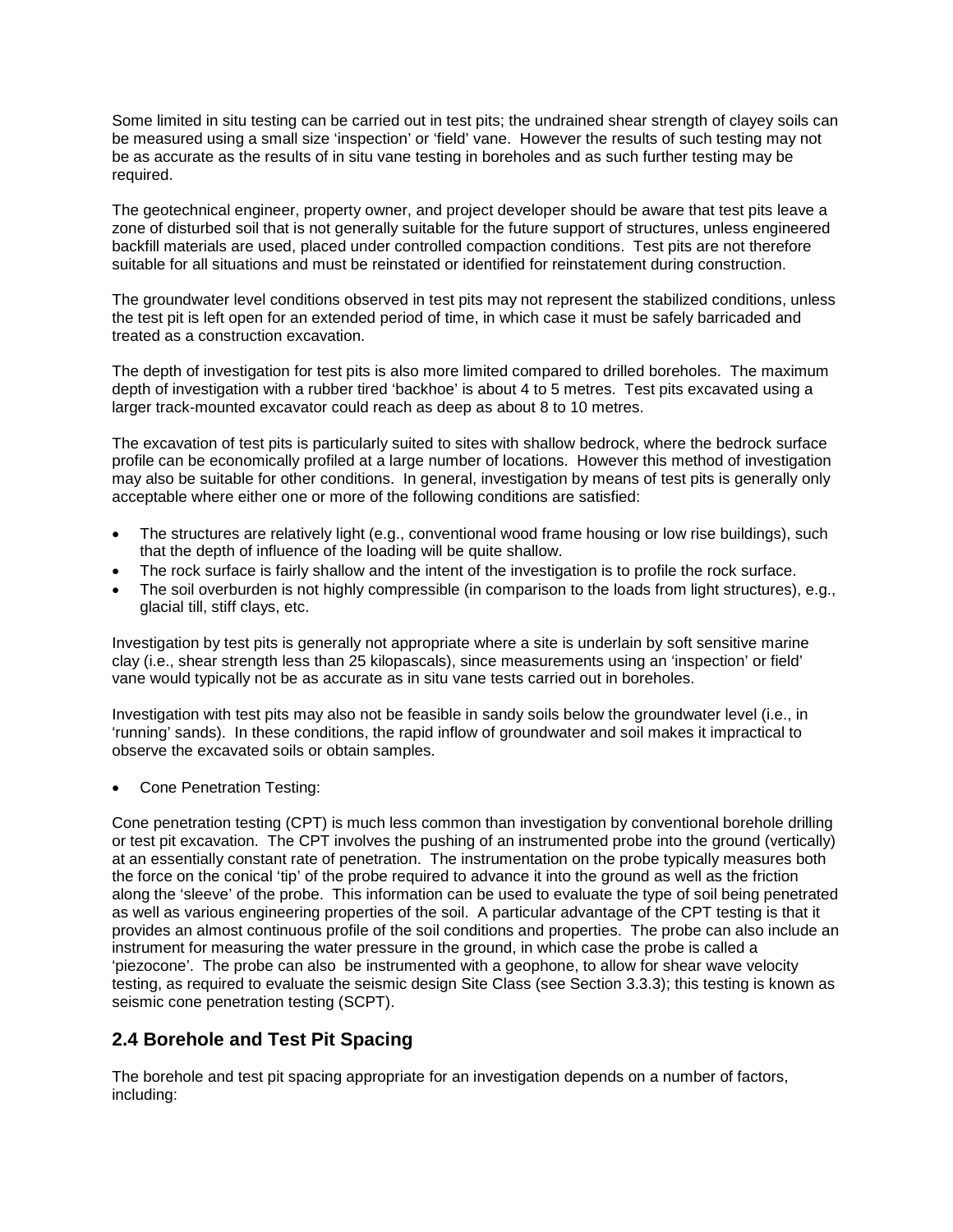Some limited in situ testing can be carried out in test pits; the undrained shear strength of clayey soils can be measured using a small size 'inspection' or 'field' vane. However the results of such testing may not be as accurate as the results of in situ vane testing in boreholes and as such further testing may be required.

The geotechnical engineer, property owner, and project developer should be aware that test pits leave a zone of disturbed soil that is not generally suitable for the future support of structures, unless engineered backfill materials are used, placed under controlled compaction conditions. Test pits are not therefore suitable for all situations and must be reinstated or identified for reinstatement during construction.

The groundwater level conditions observed in test pits may not represent the stabilized conditions, unless the test pit is left open for an extended period of time, in which case it must be safely barricaded and treated as a construction excavation.

The depth of investigation for test pits is also more limited compared to drilled boreholes. The maximum depth of investigation with a rubber tired 'backhoe' is about 4 to 5 metres. Test pits excavated using a larger track-mounted excavator could reach as deep as about 8 to 10 metres.

The excavation of test pits is particularly suited to sites with shallow bedrock, where the bedrock surface profile can be economically profiled at a large number of locations. However this method of investigation may also be suitable for other conditions. In general, investigation by means of test pits is generally only acceptable where either one or more of the following conditions are satisfied:

- The structures are relatively light (e.g., conventional wood frame housing or low rise buildings), such that the depth of influence of the loading will be quite shallow.
- The rock surface is fairly shallow and the intent of the investigation is to profile the rock surface.
- The soil overburden is not highly compressible (in comparison to the loads from light structures), e.g., glacial till, stiff clays, etc.

Investigation by test pits is generally not appropriate where a site is underlain by soft sensitive marine clay (i.e., shear strength less than 25 kilopascals), since measurements using an 'inspection' or field' vane would typically not be as accurate as in situ vane tests carried out in boreholes.

Investigation with test pits may also not be feasible in sandy soils below the groundwater level (i.e., in 'running' sands). In these conditions, the rapid inflow of groundwater and soil makes it impractical to observe the excavated soils or obtain samples.

- Cone Penetration Testing:

Cone penetration testing (CPT) is much less common than investigation by conventional borehole drilling or test pit excavation. The CPT involves the pushing of an instrumented probe into the ground (vertically) at an essentially constant rate of penetration. The instrumentation on the probe typically measures both the force on the conical 'tip' of the probe required to advance it into the ground as well as the friction along the 'sleeve' of the probe. This information can be used to evaluate the type of soil being penetrated as well as various engineering properties of the soil. A particular advantage of the CPT testing is that it provides an almost continuous profile of the soil conditions and properties. The probe can also include an instrument for measuring the water pressure in the ground, in which case the probe is called a 'piezocone'. The probe can also be instrumented with a geophone, to allow for shear wave velocity testing, as required to evaluate the seismic design Site Class (see Section 3.3.3); this testing is known as seismic cone penetration testing (SCPT).

## 2.4 Borehole and Test Pit Spacing

The borehole and test pit spacing appropriate for an investigation depends on a number of factors, including: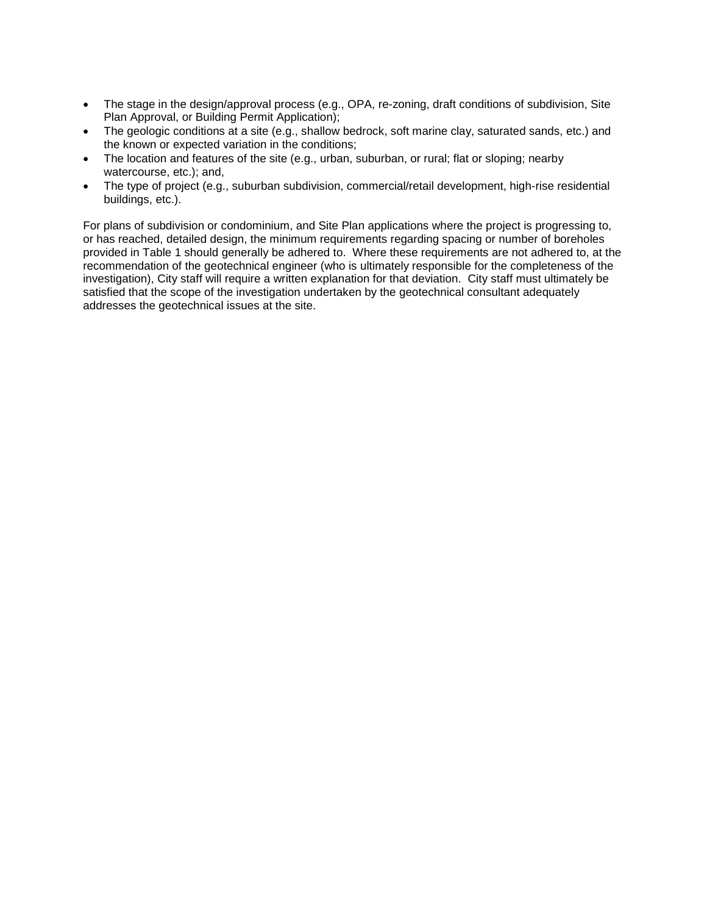- The stage in the design/approval process (e.g., OPA, re-zoning, draft conditions of subdivision, Site Plan Approval, or Building Permit Application);
- The geologic conditions at a site (e.g., shallow bedrock, soft marine clay, saturated sands, etc.) and the known or expected variation in the conditions;
- The location and features of the site (e.g., urban, suburban, or rural; flat or sloping; nearby watercourse, etc.); and,
- The type of project (e.g., suburban subdivision, commercial/retail development, high-rise residential buildings, etc.).

For plans of subdivision or condominium, and Site Plan applications where the project is progressing to, or has reached, detailed design, the minimum requirements regarding spacing or number of boreholes provided in Table 1 should generally be adhered to. Where these requirements are not adhered to, at the recommendation of the geotechnical engineer (who is ultimately responsible for the completeness of the investigation), City staff will require a written explanation for that deviation. City staff must ultimately be satisfied that the scope of the investigation undertaken by the geotechnical consultant adequately addresses the geotechnical issues at the site.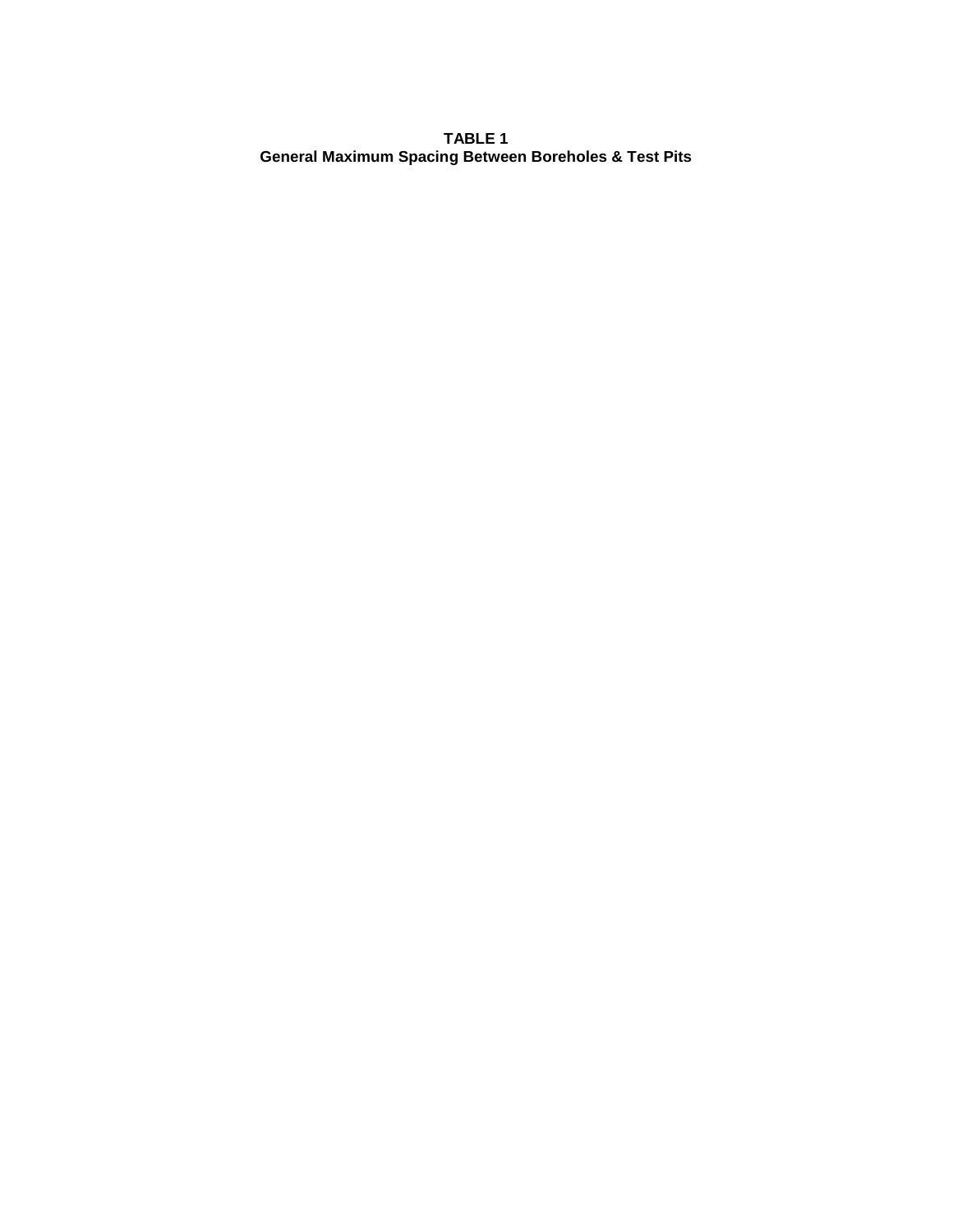**TABLE 1**
**General Maximum Spacing Between Boreholes & Test Pits**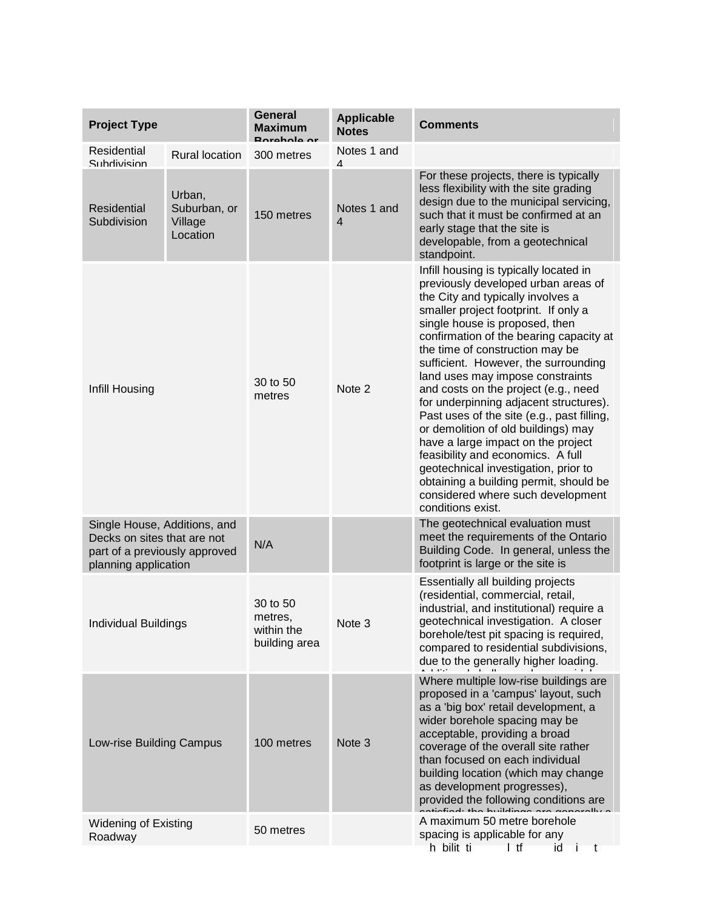| Project Type | | General Maximum Borehole or | Applicable Notes | Comments |
|---|---|---|---|---|
| Residential Subdivision | Rural location | 300 metres | Notes 1 and 4 | |
| Residential Subdivision | Urban, Suburban, or Village Location | 150 metres | Notes 1 and 4 | For these projects, there is typically less flexibility with the site grading design due to the municipal servicing, such that it must be confirmed at an early stage that the site is developable, from a geotechnical standpoint. |
| Infill Housing | | 30 to 50 metres | Note 2 | Infill housing is typically located in previously developed urban areas of the City and typically involves a smaller project footprint. If only a single house is proposed, then confirmation of the bearing capacity at the time of construction may be sufficient. However, the surrounding land uses may impose constraints and costs on the project (e.g., need for underpinning adjacent structures). Past uses of the site (e.g., past filling, or demolition of old buildings) may have a large impact on the project feasibility and economics. A full geotechnical investigation, prior to obtaining a building permit, should be considered where such development conditions exist. |
| Single House, Additions, and Decks on sites that are not part of a previously approved planning application | | N/A | | The geotechnical evaluation must meet the requirements of the Ontario Building Code. In general, unless the footprint is large or the site is |
| Individual Buildings | | 30 to 50 metres, within the building area | Note 3 | Essentially all building projects (residential, commercial, retail, industrial, and institutional) require a geotechnical investigation. A closer borehole/test pit spacing is required, compared to residential subdivisions, due to the generally higher loading. |
| Low-rise Building Campus | | 100 metres | Note 3 | Where multiple low-rise buildings are proposed in a 'campus' layout, such as a 'big box' retail development, a wider borehole spacing may be acceptable, providing a broad coverage of the overall site rather than focused on each individual building location (which may change as development progresses), provided the following conditions are |
| Widening of Existing Roadway | | 50 metres | | A maximum 50 metre borehole spacing is applicable for any |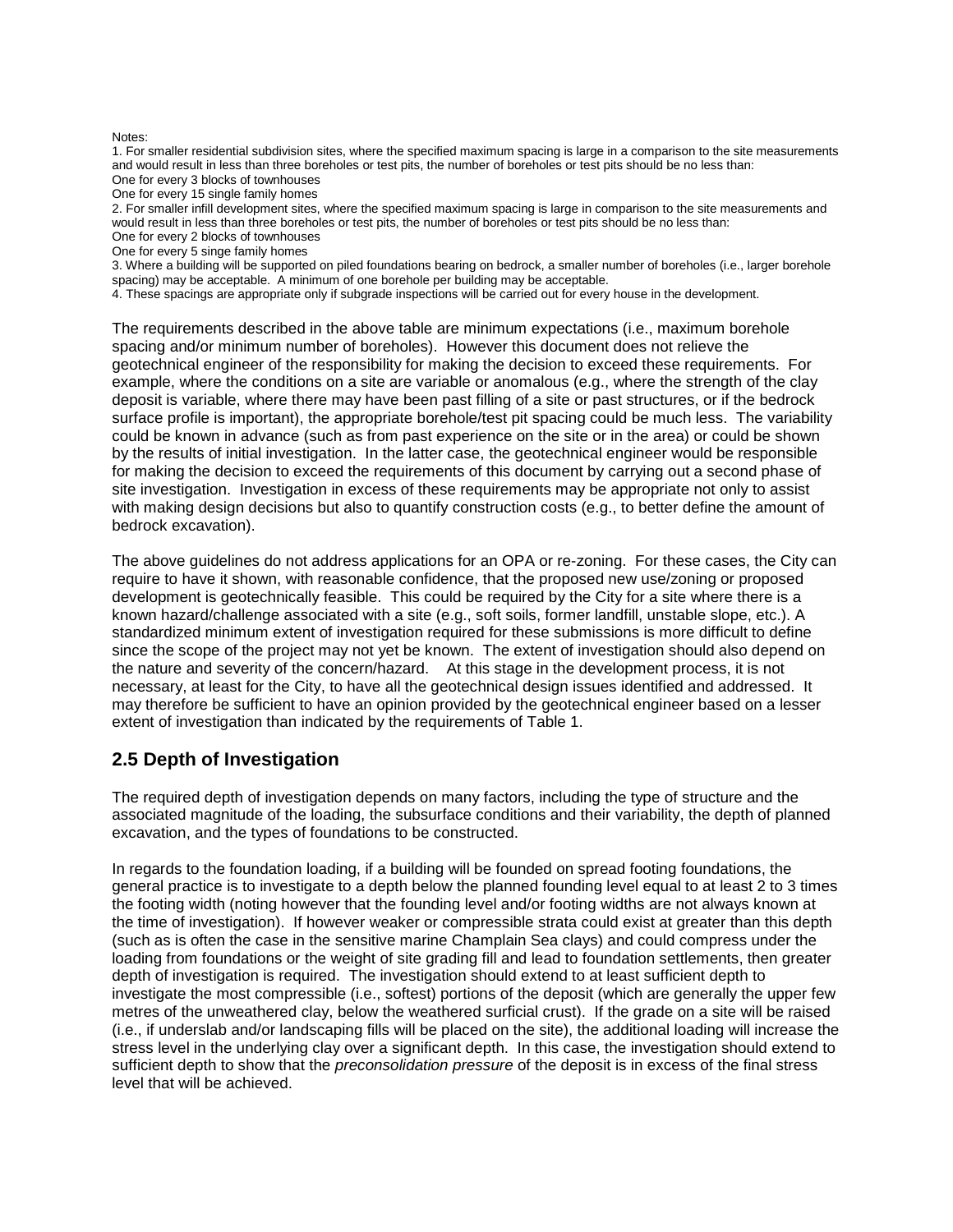Notes:

1. For smaller residential subdivision sites, where the specified maximum spacing is large in a comparison to the site measurements and would result in less than three boreholes or test pits, the number of boreholes or test pits should be no less than:
One for every 3 blocks of townhouses
One for every 15 single family homes
2. For smaller infill development sites, where the specified maximum spacing is large in comparison to the site measurements and would result in less than three boreholes or test pits, the number of boreholes or test pits should be no less than:
One for every 2 blocks of townhouses
One for every 5 singe family homes
3. Where a building will be supported on piled foundations bearing on bedrock, a smaller number of boreholes (i.e., larger borehole spacing) may be acceptable. A minimum of one borehole per building may be acceptable.
4. These spacings are appropriate only if subgrade inspections will be carried out for every house in the development.

The requirements described in the above table are minimum expectations (i.e., maximum borehole spacing and/or minimum number of boreholes). However this document does not relieve the geotechnical engineer of the responsibility for making the decision to exceed these requirements. For example, where the conditions on a site are variable or anomalous (e.g., where the strength of the clay deposit is variable, where there may have been past filling of a site or past structures, or if the bedrock surface profile is important), the appropriate borehole/test pit spacing could be much less. The variability could be known in advance (such as from past experience on the site or in the area) or could be shown by the results of initial investigation. In the latter case, the geotechnical engineer would be responsible for making the decision to exceed the requirements of this document by carrying out a second phase of site investigation. Investigation in excess of these requirements may be appropriate not only to assist with making design decisions but also to quantify construction costs (e.g., to better define the amount of bedrock excavation).

The above guidelines do not address applications for an OPA or re-zoning. For these cases, the City can require to have it shown, with reasonable confidence, that the proposed new use/zoning or proposed development is geotechnically feasible. This could be required by the City for a site where there is a known hazard/challenge associated with a site (e.g., soft soils, former landfill, unstable slope, etc.). A standardized minimum extent of investigation required for these submissions is more difficult to define since the scope of the project may not yet be known. The extent of investigation should also depend on the nature and severity of the concern/hazard. At this stage in the development process, it is not necessary, at least for the City, to have all the geotechnical design issues identified and addressed. It may therefore be sufficient to have an opinion provided by the geotechnical engineer based on a lesser extent of investigation than indicated by the requirements of Table 1.

## 2.5 Depth of Investigation

The required depth of investigation depends on many factors, including the type of structure and the associated magnitude of the loading, the subsurface conditions and their variability, the depth of planned excavation, and the types of foundations to be constructed.

In regards to the foundation loading, if a building will be founded on spread footing foundations, the general practice is to investigate to a depth below the planned founding level equal to at least 2 to 3 times the footing width (noting however that the founding level and/or footing widths are not always known at the time of investigation). If however weaker or compressible strata could exist at greater than this depth (such as is often the case in the sensitive marine Champlain Sea clays) and could compress under the loading from foundations or the weight of site grading fill and lead to foundation settlements, then greater depth of investigation is required. The investigation should extend to at least sufficient depth to investigate the most compressible (i.e., softest) portions of the deposit (which are generally the upper few metres of the unweathered clay, below the weathered surficial crust). If the grade on a site will be raised (i.e., if underslab and/or landscaping fills will be placed on the site), the additional loading will increase the stress level in the underlying clay over a significant depth. In this case, the investigation should extend to sufficient depth to show that the *preconsolidation pressure* of the deposit is in excess of the final stress level that will be achieved.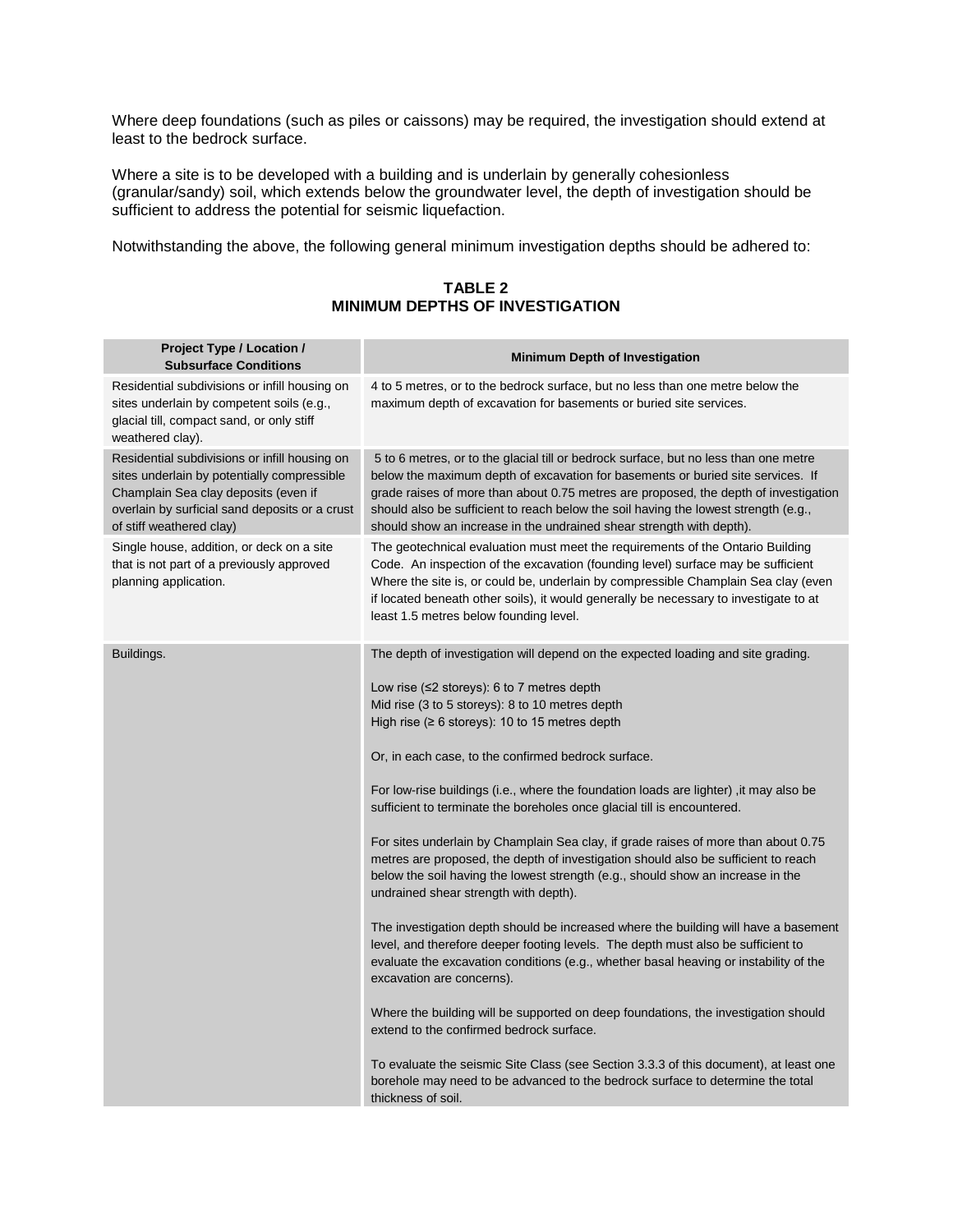Where deep foundations (such as piles or caissons) may be required, the investigation should extend at least to the bedrock surface.

Where a site is to be developed with a building and is underlain by generally cohesionless (granular/sandy) soil, which extends below the groundwater level, the depth of investigation should be sufficient to address the potential for seismic liquefaction.

Notwithstanding the above, the following general minimum investigation depths should be adhered to:

**TABLE 2**
**MINIMUM DEPTHS OF INVESTIGATION**

| Project Type / Location / Subsurface Conditions | Minimum Depth of Investigation |
|---|---|
| Residential subdivisions or infill housing on sites underlain by competent soils (e.g., glacial till, compact sand, or only stiff weathered clay). | 4 to 5 metres, or to the bedrock surface, but no less than one metre below the maximum depth of excavation for basements or buried site services. |
| Residential subdivisions or infill housing on sites underlain by potentially compressible Champlain Sea clay deposits (even if overlain by surficial sand deposits or a crust of stiff weathered clay) | 5 to 6 metres, or to the glacial till or bedrock surface, but no less than one metre below the maximum depth of excavation for basements or buried site services. If grade raises of more than about 0.75 metres are proposed, the depth of investigation should also be sufficient to reach below the soil having the lowest strength (e.g., should show an increase in the undrained shear strength with depth). |
| Single house, addition, or deck on a site that is not part of a previously approved planning application. | The geotechnical evaluation must meet the requirements of the Ontario Building Code. An inspection of the excavation (founding level) surface may be sufficient Where the site is, or could be, underlain by compressible Champlain Sea clay (even if located beneath other soils), it would generally be necessary to investigate to at least 1.5 metres below founding level. |
| Buildings. | The depth of investigation will depend on the expected loading and site grading.<br><br>Low rise (≤2 storeys): 6 to 7 metres depth<br>Mid rise (3 to 5 storeys): 8 to 10 metres depth<br>High rise (≥ 6 storeys): 10 to 15 metres depth<br><br>Or, in each case, to the confirmed bedrock surface.<br><br>For low-rise buildings (i.e., where the foundation loads are lighter) ,it may also be sufficient to terminate the boreholes once glacial till is encountered.<br><br>For sites underlain by Champlain Sea clay, if grade raises of more than about 0.75 metres are proposed, the depth of investigation should also be sufficient to reach below the soil having the lowest strength (e.g., should show an increase in the undrained shear strength with depth).<br><br>The investigation depth should be increased where the building will have a basement level, and therefore deeper footing levels. The depth must also be sufficient to evaluate the excavation conditions (e.g., whether basal heaving or instability of the excavation are concerns).<br><br>Where the building will be supported on deep foundations, the investigation should extend to the confirmed bedrock surface.<br><br>To evaluate the seismic Site Class (see Section 3.3.3 of this document), at least one borehole may need to be advanced to the bedrock surface to determine the total thickness of soil. |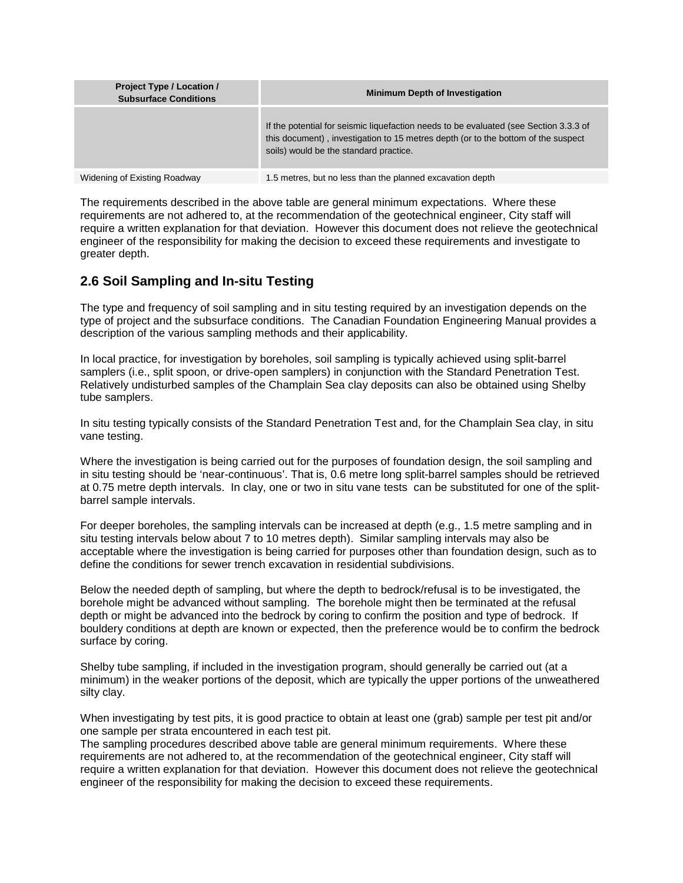| Project Type / Location / Subsurface Conditions | Minimum Depth of Investigation |
| --- | --- |
| | If the potential for seismic liquefaction needs to be evaluated (see Section 3.3.3 of this document) , investigation to 15 metres depth (or to the bottom of the suspect soils) would be the standard practice. |
| Widening of Existing Roadway | 1.5 metres, but no less than the planned excavation depth |

The requirements described in the above table are general minimum expectations. Where these requirements are not adhered to, at the recommendation of the geotechnical engineer, City staff will require a written explanation for that deviation. However this document does not relieve the geotechnical engineer of the responsibility for making the decision to exceed these requirements and investigate to greater depth.

## 2.6 Soil Sampling and In-situ Testing

The type and frequency of soil sampling and in situ testing required by an investigation depends on the type of project and the subsurface conditions. The Canadian Foundation Engineering Manual provides a description of the various sampling methods and their applicability.

In local practice, for investigation by boreholes, soil sampling is typically achieved using split-barrel samplers (i.e., split spoon, or drive-open samplers) in conjunction with the Standard Penetration Test. Relatively undisturbed samples of the Champlain Sea clay deposits can also be obtained using Shelby tube samplers.

In situ testing typically consists of the Standard Penetration Test and, for the Champlain Sea clay, in situ vane testing.

Where the investigation is being carried out for the purposes of foundation design, the soil sampling and in situ testing should be 'near-continuous'. That is, 0.6 metre long split-barrel samples should be retrieved at 0.75 metre depth intervals. In clay, one or two in situ vane tests can be substituted for one of the split-barrel sample intervals.

For deeper boreholes, the sampling intervals can be increased at depth (e.g., 1.5 metre sampling and in situ testing intervals below about 7 to 10 metres depth). Similar sampling intervals may also be acceptable where the investigation is being carried for purposes other than foundation design, such as to define the conditions for sewer trench excavation in residential subdivisions.

Below the needed depth of sampling, but where the depth to bedrock/refusal is to be investigated, the borehole might be advanced without sampling. The borehole might then be terminated at the refusal depth or might be advanced into the bedrock by coring to confirm the position and type of bedrock. If bouldery conditions at depth are known or expected, then the preference would be to confirm the bedrock surface by coring.

Shelby tube sampling, if included in the investigation program, should generally be carried out (at a minimum) in the weaker portions of the deposit, which are typically the upper portions of the unweathered silty clay.

When investigating by test pits, it is good practice to obtain at least one (grab) sample per test pit and/or one sample per strata encountered in each test pit.

The sampling procedures described above table are general minimum requirements. Where these requirements are not adhered to, at the recommendation of the geotechnical engineer, City staff will require a written explanation for that deviation. However this document does not relieve the geotechnical engineer of the responsibility for making the decision to exceed these requirements.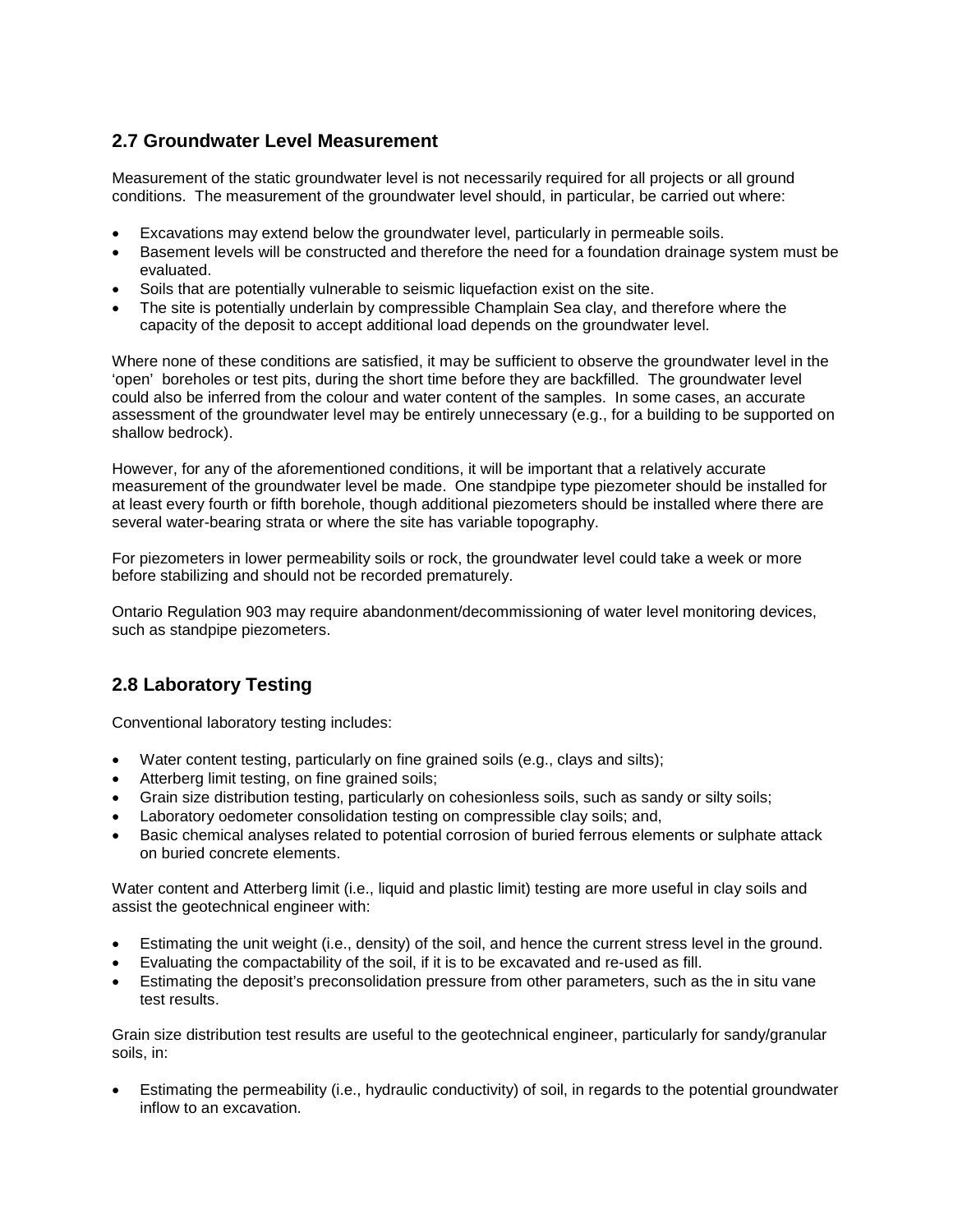## 2.7 Groundwater Level Measurement

Measurement of the static groundwater level is not necessarily required for all projects or all ground conditions. The measurement of the groundwater level should, in particular, be carried out where:

- Excavations may extend below the groundwater level, particularly in permeable soils.
- Basement levels will be constructed and therefore the need for a foundation drainage system must be evaluated.
- Soils that are potentially vulnerable to seismic liquefaction exist on the site.
- The site is potentially underlain by compressible Champlain Sea clay, and therefore where the capacity of the deposit to accept additional load depends on the groundwater level.

Where none of these conditions are satisfied, it may be sufficient to observe the groundwater level in the 'open' boreholes or test pits, during the short time before they are backfilled. The groundwater level could also be inferred from the colour and water content of the samples. In some cases, an accurate assessment of the groundwater level may be entirely unnecessary (e.g., for a building to be supported on shallow bedrock).

However, for any of the aforementioned conditions, it will be important that a relatively accurate measurement of the groundwater level be made. One standpipe type piezometer should be installed for at least every fourth or fifth borehole, though additional piezometers should be installed where there are several water-bearing strata or where the site has variable topography.

For piezometers in lower permeability soils or rock, the groundwater level could take a week or more before stabilizing and should not be recorded prematurely.

Ontario Regulation 903 may require abandonment/decommissioning of water level monitoring devices, such as standpipe piezometers.

## 2.8 Laboratory Testing

Conventional laboratory testing includes:

- Water content testing, particularly on fine grained soils (e.g., clays and silts);
- Atterberg limit testing, on fine grained soils;
- Grain size distribution testing, particularly on cohesionless soils, such as sandy or silty soils;
- Laboratory oedometer consolidation testing on compressible clay soils; and,
- Basic chemical analyses related to potential corrosion of buried ferrous elements or sulphate attack on buried concrete elements.

Water content and Atterberg limit (i.e., liquid and plastic limit) testing are more useful in clay soils and assist the geotechnical engineer with:

- Estimating the unit weight (i.e., density) of the soil, and hence the current stress level in the ground.
- Evaluating the compactability of the soil, if it is to be excavated and re-used as fill.
- Estimating the deposit's preconsolidation pressure from other parameters, such as the in situ vane test results.

Grain size distribution test results are useful to the geotechnical engineer, particularly for sandy/granular soils, in:

- Estimating the permeability (i.e., hydraulic conductivity) of soil, in regards to the potential groundwater inflow to an excavation.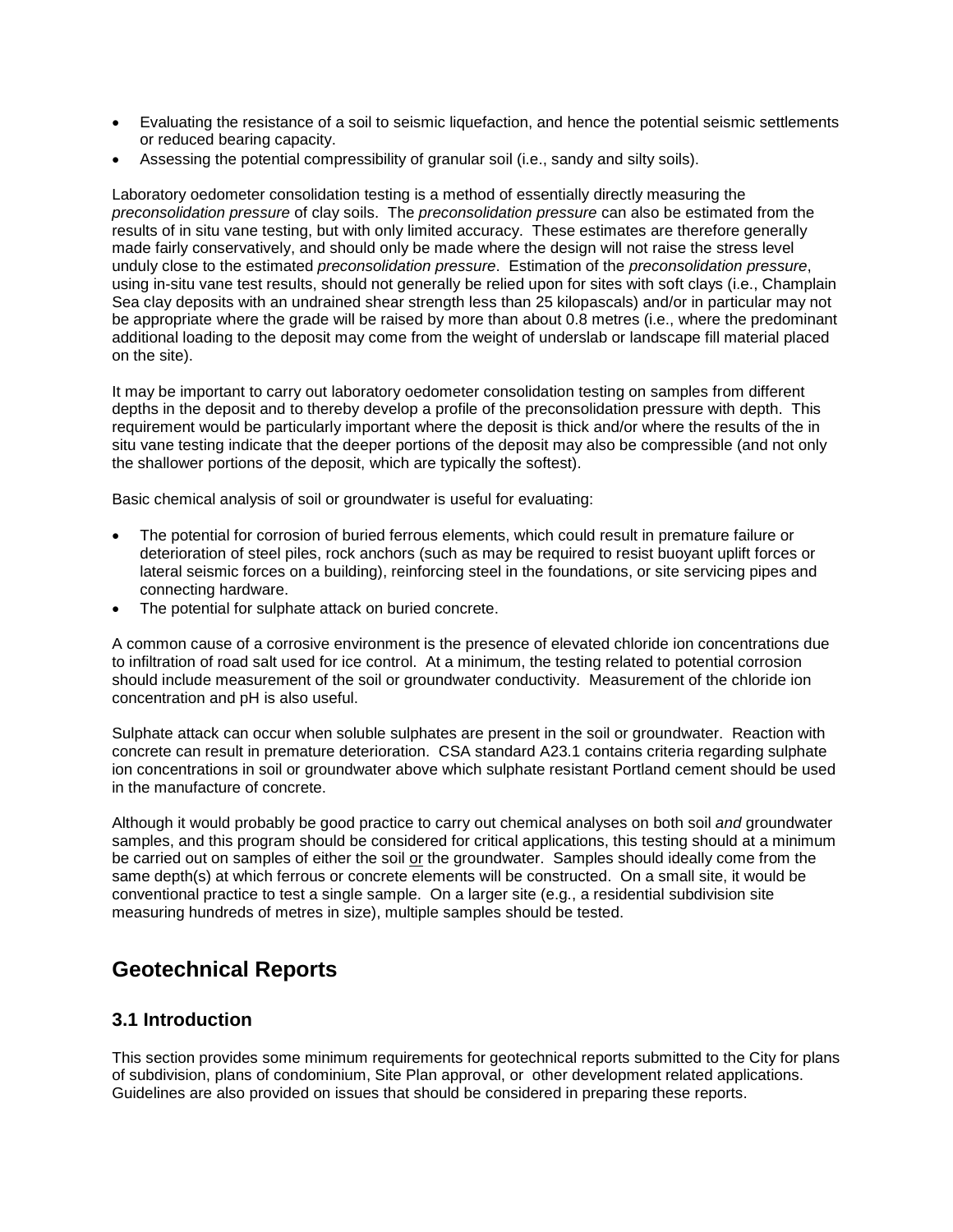- Evaluating the resistance of a soil to seismic liquefaction, and hence the potential seismic settlements or reduced bearing capacity.
- Assessing the potential compressibility of granular soil (i.e., sandy and silty soils).

Laboratory oedometer consolidation testing is a method of essentially directly measuring the *preconsolidation pressure* of clay soils. The *preconsolidation pressure* can also be estimated from the results of in situ vane testing, but with only limited accuracy. These estimates are therefore generally made fairly conservatively, and should only be made where the design will not raise the stress level unduly close to the estimated *preconsolidation pressure*. Estimation of the *preconsolidation pressure*, using in-situ vane test results, should not generally be relied upon for sites with soft clays (i.e., Champlain Sea clay deposits with an undrained shear strength less than 25 kilopascals) and/or in particular may not be appropriate where the grade will be raised by more than about 0.8 metres (i.e., where the predominant additional loading to the deposit may come from the weight of underslab or landscape fill material placed on the site).

It may be important to carry out laboratory oedometer consolidation testing on samples from different depths in the deposit and to thereby develop a profile of the preconsolidation pressure with depth. This requirement would be particularly important where the deposit is thick and/or where the results of the in situ vane testing indicate that the deeper portions of the deposit may also be compressible (and not only the shallower portions of the deposit, which are typically the softest).

Basic chemical analysis of soil or groundwater is useful for evaluating:

- The potential for corrosion of buried ferrous elements, which could result in premature failure or deterioration of steel piles, rock anchors (such as may be required to resist buoyant uplift forces or lateral seismic forces on a building), reinforcing steel in the foundations, or site servicing pipes and connecting hardware.
- The potential for sulphate attack on buried concrete.

A common cause of a corrosive environment is the presence of elevated chloride ion concentrations due to infiltration of road salt used for ice control. At a minimum, the testing related to potential corrosion should include measurement of the soil or groundwater conductivity. Measurement of the chloride ion concentration and pH is also useful.

Sulphate attack can occur when soluble sulphates are present in the soil or groundwater. Reaction with concrete can result in premature deterioration. CSA standard A23.1 contains criteria regarding sulphate ion concentrations in soil or groundwater above which sulphate resistant Portland cement should be used in the manufacture of concrete.

Although it would probably be good practice to carry out chemical analyses on both soil *and* groundwater samples, and this program should be considered for critical applications, this testing should at a minimum be carried out on samples of either the soil <u>or</u> the groundwater. Samples should ideally come from the same depth(s) at which ferrous or concrete elements will be constructed. On a small site, it would be conventional practice to test a single sample. On a larger site (e.g., a residential subdivision site measuring hundreds of metres in size), multiple samples should be tested.

# Geotechnical Reports

## 3.1 Introduction

This section provides some minimum requirements for geotechnical reports submitted to the City for plans of subdivision, plans of condominium, Site Plan approval, or other development related applications. Guidelines are also provided on issues that should be considered in preparing these reports.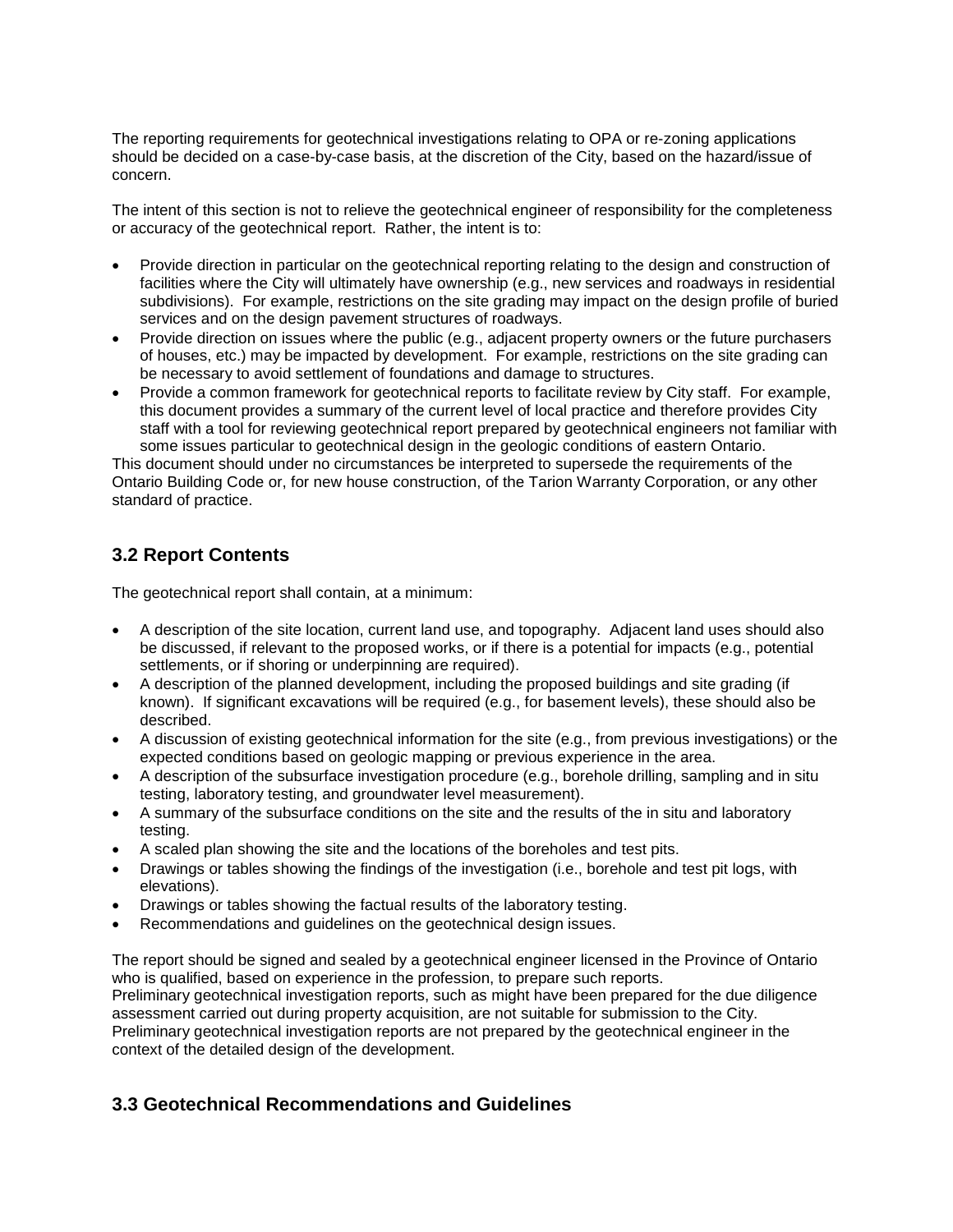The reporting requirements for geotechnical investigations relating to OPA or re-zoning applications should be decided on a case-by-case basis, at the discretion of the City, based on the hazard/issue of concern.

The intent of this section is not to relieve the geotechnical engineer of responsibility for the completeness or accuracy of the geotechnical report. Rather, the intent is to:

- Provide direction in particular on the geotechnical reporting relating to the design and construction of facilities where the City will ultimately have ownership (e.g., new services and roadways in residential subdivisions). For example, restrictions on the site grading may impact on the design profile of buried services and on the design pavement structures of roadways.
- Provide direction on issues where the public (e.g., adjacent property owners or the future purchasers of houses, etc.) may be impacted by development. For example, restrictions on the site grading can be necessary to avoid settlement of foundations and damage to structures.
- Provide a common framework for geotechnical reports to facilitate review by City staff. For example, this document provides a summary of the current level of local practice and therefore provides City staff with a tool for reviewing geotechnical report prepared by geotechnical engineers not familiar with some issues particular to geotechnical design in the geologic conditions of eastern Ontario.

This document should under no circumstances be interpreted to supersede the requirements of the Ontario Building Code or, for new house construction, of the Tarion Warranty Corporation, or any other standard of practice.

## 3.2 Report Contents

The geotechnical report shall contain, at a minimum:

- A description of the site location, current land use, and topography. Adjacent land uses should also be discussed, if relevant to the proposed works, or if there is a potential for impacts (e.g., potential settlements, or if shoring or underpinning are required).
- A description of the planned development, including the proposed buildings and site grading (if known). If significant excavations will be required (e.g., for basement levels), these should also be described.
- A discussion of existing geotechnical information for the site (e.g., from previous investigations) or the expected conditions based on geologic mapping or previous experience in the area.
- A description of the subsurface investigation procedure (e.g., borehole drilling, sampling and in situ testing, laboratory testing, and groundwater level measurement).
- A summary of the subsurface conditions on the site and the results of the in situ and laboratory testing.
- A scaled plan showing the site and the locations of the boreholes and test pits.
- Drawings or tables showing the findings of the investigation (i.e., borehole and test pit logs, with elevations).
- Drawings or tables showing the factual results of the laboratory testing.
- Recommendations and guidelines on the geotechnical design issues.

The report should be signed and sealed by a geotechnical engineer licensed in the Province of Ontario who is qualified, based on experience in the profession, to prepare such reports.
Preliminary geotechnical investigation reports, such as might have been prepared for the due diligence assessment carried out during property acquisition, are not suitable for submission to the City. Preliminary geotechnical investigation reports are not prepared by the geotechnical engineer in the context of the detailed design of the development.

## 3.3 Geotechnical Recommendations and Guidelines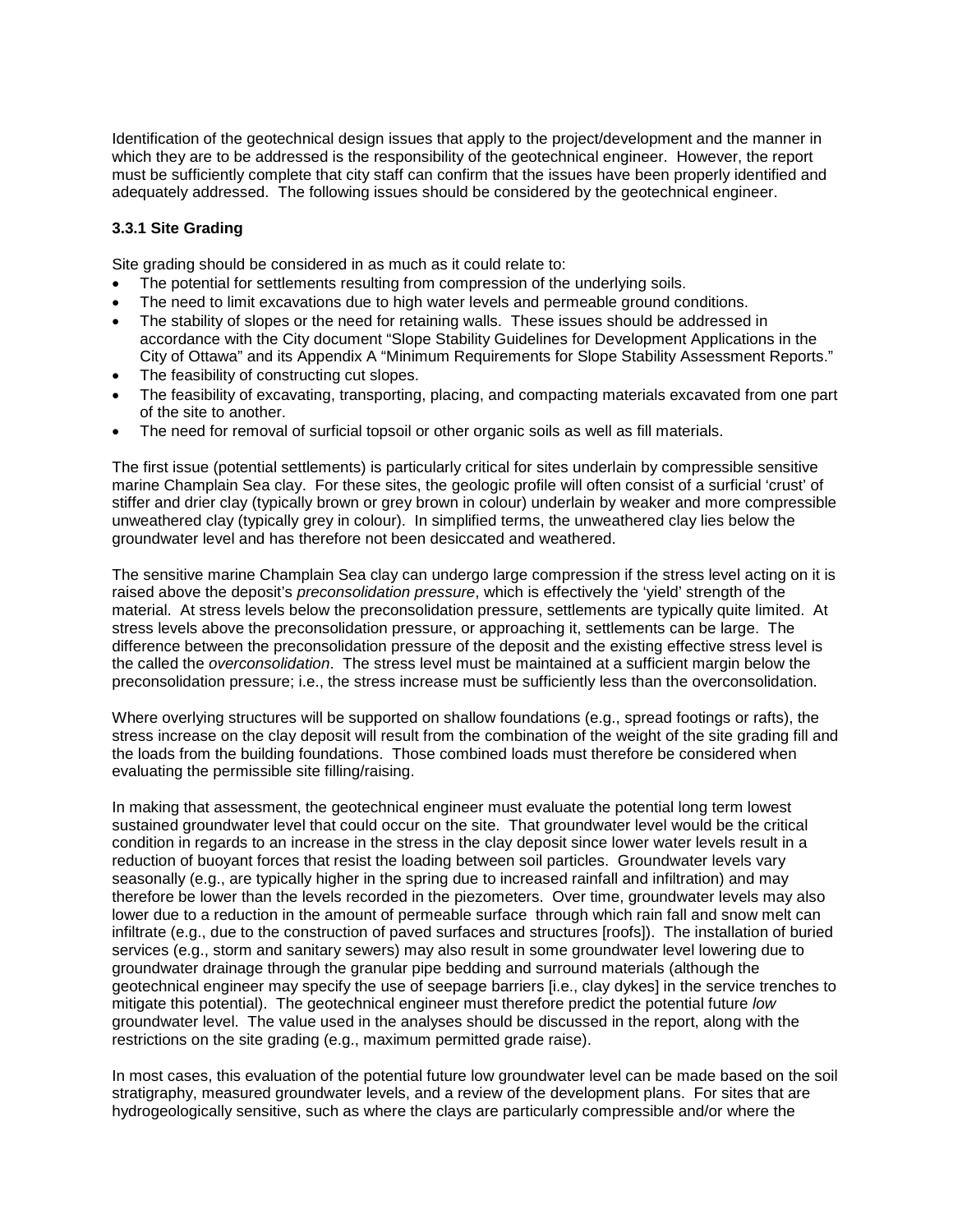Identification of the geotechnical design issues that apply to the project/development and the manner in which they are to be addressed is the responsibility of the geotechnical engineer. However, the report must be sufficiently complete that city staff can confirm that the issues have been properly identified and adequately addressed. The following issues should be considered by the geotechnical engineer.

### 3.3.1 Site Grading

Site grading should be considered in as much as it could relate to:

- The potential for settlements resulting from compression of the underlying soils.
- The need to limit excavations due to high water levels and permeable ground conditions.
- The stability of slopes or the need for retaining walls. These issues should be addressed in accordance with the City document "Slope Stability Guidelines for Development Applications in the City of Ottawa" and its Appendix A "Minimum Requirements for Slope Stability Assessment Reports."
- The feasibility of constructing cut slopes.
- The feasibility of excavating, transporting, placing, and compacting materials excavated from one part of the site to another.
- The need for removal of surficial topsoil or other organic soils as well as fill materials.

The first issue (potential settlements) is particularly critical for sites underlain by compressible sensitive marine Champlain Sea clay. For these sites, the geologic profile will often consist of a surficial 'crust' of stiffer and drier clay (typically brown or grey brown in colour) underlain by weaker and more compressible unweathered clay (typically grey in colour). In simplified terms, the unweathered clay lies below the groundwater level and has therefore not been desiccated and weathered.

The sensitive marine Champlain Sea clay can undergo large compression if the stress level acting on it is raised above the deposit's *preconsolidation pressure*, which is effectively the 'yield' strength of the material. At stress levels below the preconsolidation pressure, settlements are typically quite limited. At stress levels above the preconsolidation pressure, or approaching it, settlements can be large. The difference between the preconsolidation pressure of the deposit and the existing effective stress level is the called the *overconsolidation*. The stress level must be maintained at a sufficient margin below the preconsolidation pressure; i.e., the stress increase must be sufficiently less than the overconsolidation.

Where overlying structures will be supported on shallow foundations (e.g., spread footings or rafts), the stress increase on the clay deposit will result from the combination of the weight of the site grading fill and the loads from the building foundations. Those combined loads must therefore be considered when evaluating the permissible site filling/raising.

In making that assessment, the geotechnical engineer must evaluate the potential long term lowest sustained groundwater level that could occur on the site. That groundwater level would be the critical condition in regards to an increase in the stress in the clay deposit since lower water levels result in a reduction of buoyant forces that resist the loading between soil particles. Groundwater levels vary seasonally (e.g., are typically higher in the spring due to increased rainfall and infiltration) and may therefore be lower than the levels recorded in the piezometers. Over time, groundwater levels may also lower due to a reduction in the amount of permeable surface through which rain fall and snow melt can infiltrate (e.g., due to the construction of paved surfaces and structures [roofs]). The installation of buried services (e.g., storm and sanitary sewers) may also result in some groundwater level lowering due to groundwater drainage through the granular pipe bedding and surround materials (although the geotechnical engineer may specify the use of seepage barriers [i.e., clay dykes] in the service trenches to mitigate this potential). The geotechnical engineer must therefore predict the potential future *low* groundwater level. The value used in the analyses should be discussed in the report, along with the restrictions on the site grading (e.g., maximum permitted grade raise).

In most cases, this evaluation of the potential future low groundwater level can be made based on the soil stratigraphy, measured groundwater levels, and a review of the development plans. For sites that are hydrogeologically sensitive, such as where the clays are particularly compressible and/or where the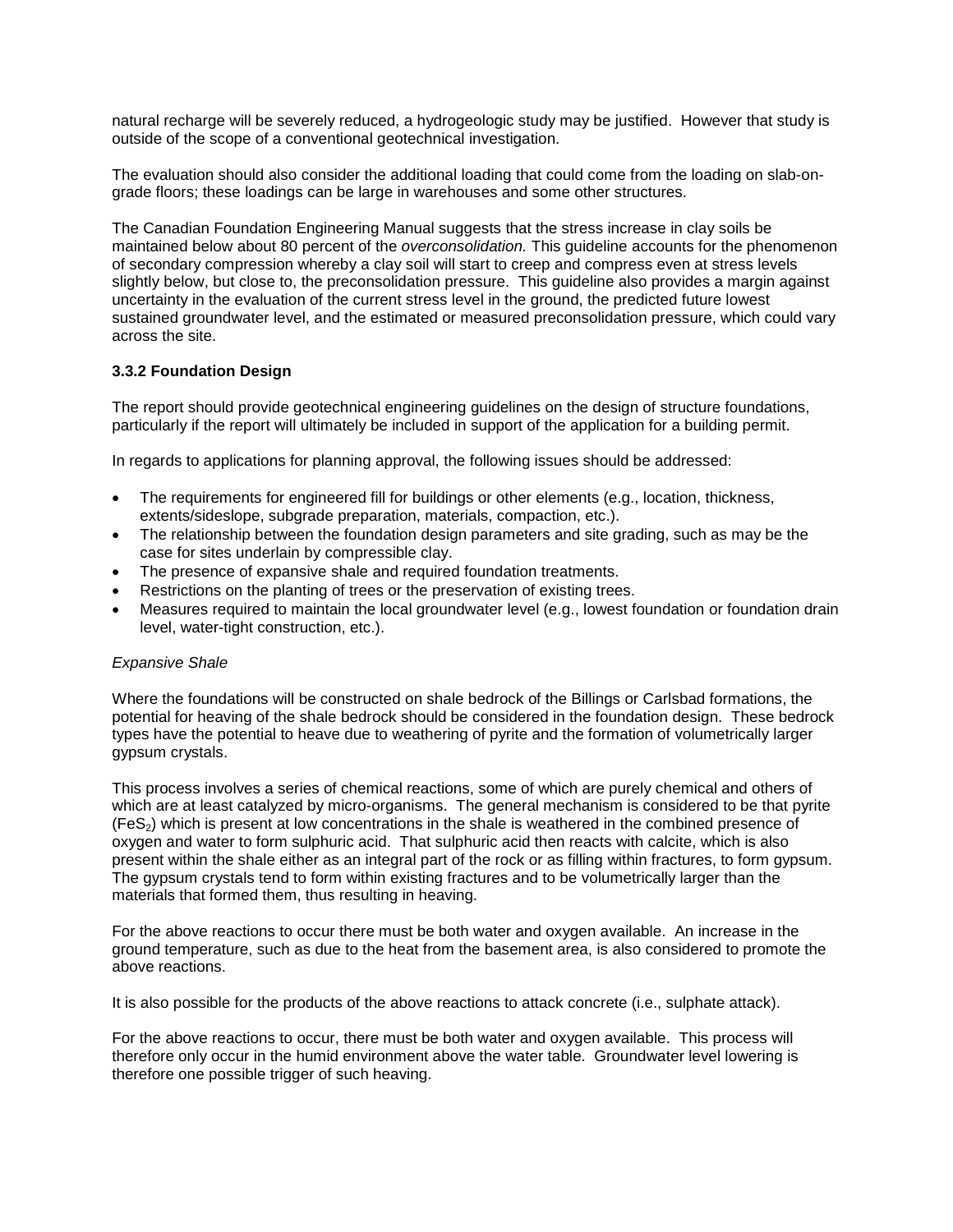natural recharge will be severely reduced, a hydrogeologic study may be justified. However that study is outside of the scope of a conventional geotechnical investigation.

The evaluation should also consider the additional loading that could come from the loading on slab-on-grade floors; these loadings can be large in warehouses and some other structures.

The Canadian Foundation Engineering Manual suggests that the stress increase in clay soils be maintained below about 80 percent of the *overconsolidation.* This guideline accounts for the phenomenon of secondary compression whereby a clay soil will start to creep and compress even at stress levels slightly below, but close to, the preconsolidation pressure. This guideline also provides a margin against uncertainty in the evaluation of the current stress level in the ground, the predicted future lowest sustained groundwater level, and the estimated or measured preconsolidation pressure, which could vary across the site.

### 3.3.2 Foundation Design

The report should provide geotechnical engineering guidelines on the design of structure foundations, particularly if the report will ultimately be included in support of the application for a building permit.

In regards to applications for planning approval, the following issues should be addressed:

- The requirements for engineered fill for buildings or other elements (e.g., location, thickness, extents/sideslope, subgrade preparation, materials, compaction, etc.).
- The relationship between the foundation design parameters and site grading, such as may be the case for sites underlain by compressible clay.
- The presence of expansive shale and required foundation treatments.
- Restrictions on the planting of trees or the preservation of existing trees.
- Measures required to maintain the local groundwater level (e.g., lowest foundation or foundation drain level, water-tight construction, etc.).

*Expansive Shale*

Where the foundations will be constructed on shale bedrock of the Billings or Carlsbad formations, the potential for heaving of the shale bedrock should be considered in the foundation design. These bedrock types have the potential to heave due to weathering of pyrite and the formation of volumetrically larger gypsum crystals.

This process involves a series of chemical reactions, some of which are purely chemical and others of which are at least catalyzed by micro-organisms. The general mechanism is considered to be that pyrite ($FeS_2$) which is present at low concentrations in the shale is weathered in the combined presence of oxygen and water to form sulphuric acid. That sulphuric acid then reacts with calcite, which is also present within the shale either as an integral part of the rock or as filling within fractures, to form gypsum. The gypsum crystals tend to form within existing fractures and to be volumetrically larger than the materials that formed them, thus resulting in heaving.

For the above reactions to occur there must be both water and oxygen available. An increase in the ground temperature, such as due to the heat from the basement area, is also considered to promote the above reactions.

It is also possible for the products of the above reactions to attack concrete (i.e., sulphate attack).

For the above reactions to occur, there must be both water and oxygen available. This process will therefore only occur in the humid environment above the water table. Groundwater level lowering is therefore one possible trigger of such heaving.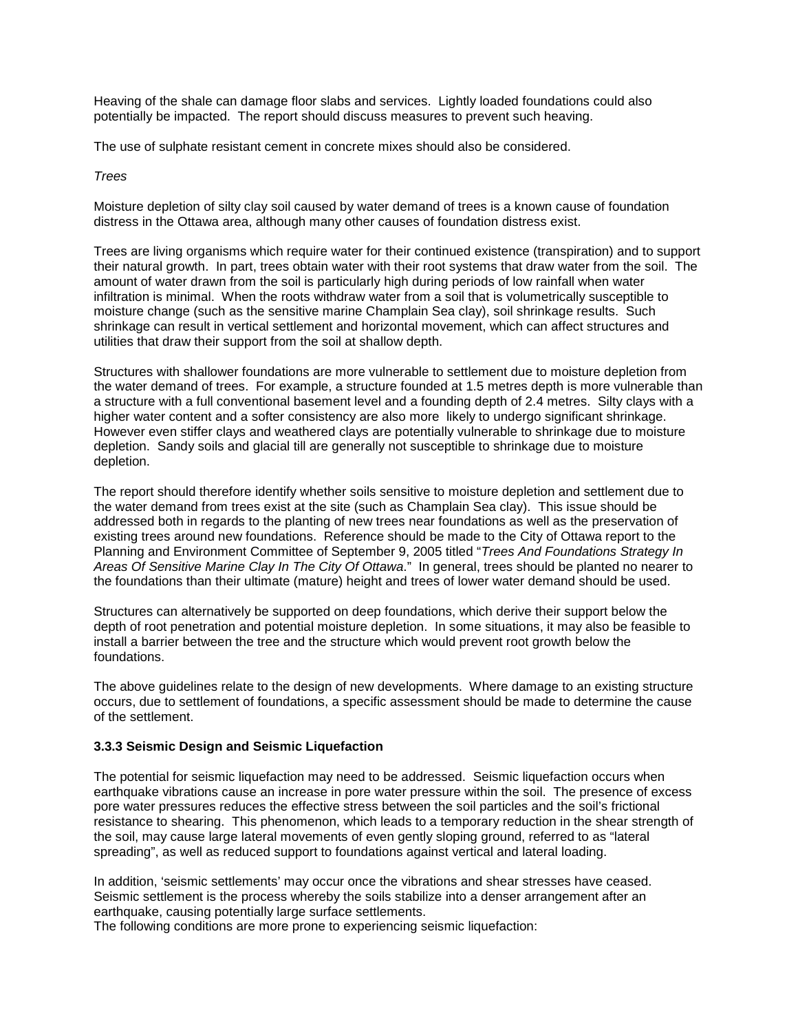Heaving of the shale can damage floor slabs and services. Lightly loaded foundations could also potentially be impacted. The report should discuss measures to prevent such heaving.

The use of sulphate resistant cement in concrete mixes should also be considered.

*Trees*

Moisture depletion of silty clay soil caused by water demand of trees is a known cause of foundation distress in the Ottawa area, although many other causes of foundation distress exist.

Trees are living organisms which require water for their continued existence (transpiration) and to support their natural growth. In part, trees obtain water with their root systems that draw water from the soil. The amount of water drawn from the soil is particularly high during periods of low rainfall when water infiltration is minimal. When the roots withdraw water from a soil that is volumetrically susceptible to moisture change (such as the sensitive marine Champlain Sea clay), soil shrinkage results. Such shrinkage can result in vertical settlement and horizontal movement, which can affect structures and utilities that draw their support from the soil at shallow depth.

Structures with shallower foundations are more vulnerable to settlement due to moisture depletion from the water demand of trees. For example, a structure founded at 1.5 metres depth is more vulnerable than a structure with a full conventional basement level and a founding depth of 2.4 metres. Silty clays with a higher water content and a softer consistency are also more likely to undergo significant shrinkage. However even stiffer clays and weathered clays are potentially vulnerable to shrinkage due to moisture depletion. Sandy soils and glacial till are generally not susceptible to shrinkage due to moisture depletion.

The report should therefore identify whether soils sensitive to moisture depletion and settlement due to the water demand from trees exist at the site (such as Champlain Sea clay). This issue should be addressed both in regards to the planting of new trees near foundations as well as the preservation of existing trees around new foundations. Reference should be made to the City of Ottawa report to the Planning and Environment Committee of September 9, 2005 titled "*Trees And Foundations Strategy In Areas Of Sensitive Marine Clay In The City Of Ottawa.*" In general, trees should be planted no nearer to the foundations than their ultimate (mature) height and trees of lower water demand should be used.

Structures can alternatively be supported on deep foundations, which derive their support below the depth of root penetration and potential moisture depletion. In some situations, it may also be feasible to install a barrier between the tree and the structure which would prevent root growth below the foundations.

The above guidelines relate to the design of new developments. Where damage to an existing structure occurs, due to settlement of foundations, a specific assessment should be made to determine the cause of the settlement.

### 3.3.3 Seismic Design and Seismic Liquefaction

The potential for seismic liquefaction may need to be addressed. Seismic liquefaction occurs when earthquake vibrations cause an increase in pore water pressure within the soil. The presence of excess pore water pressures reduces the effective stress between the soil particles and the soil's frictional resistance to shearing. This phenomenon, which leads to a temporary reduction in the shear strength of the soil, may cause large lateral movements of even gently sloping ground, referred to as "lateral spreading", as well as reduced support to foundations against vertical and lateral loading.

In addition, 'seismic settlements' may occur once the vibrations and shear stresses have ceased. Seismic settlement is the process whereby the soils stabilize into a denser arrangement after an earthquake, causing potentially large surface settlements.
The following conditions are more prone to experiencing seismic liquefaction: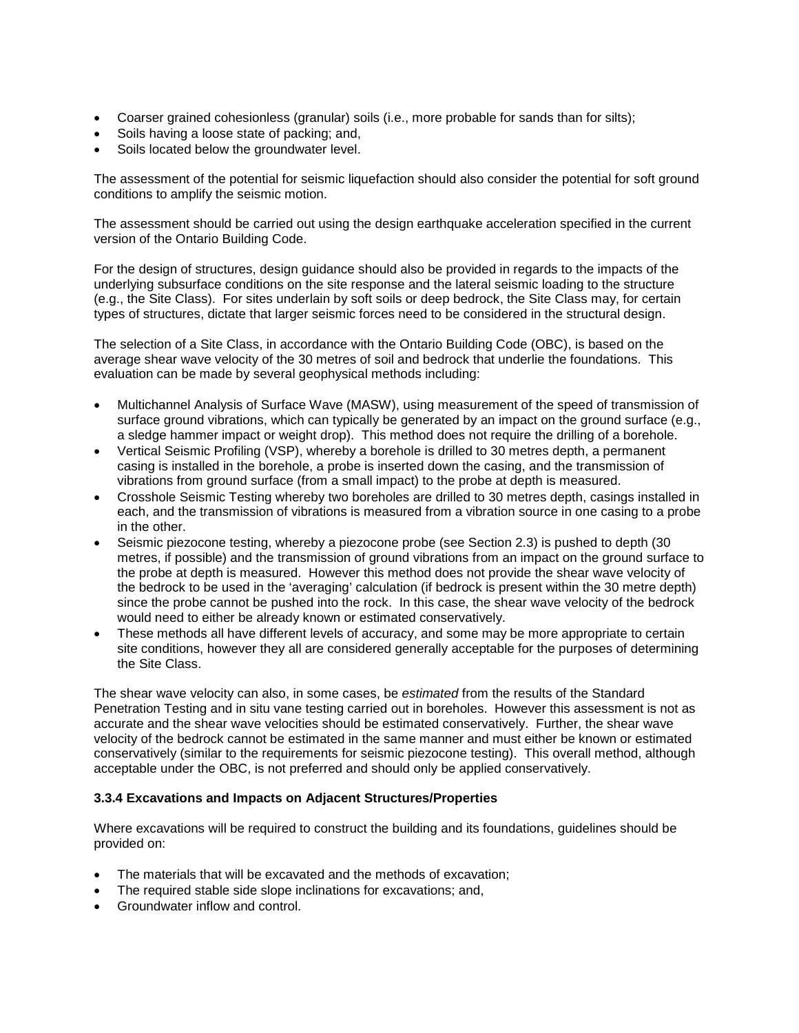- Coarser grained cohesionless (granular) soils (i.e., more probable for sands than for silts);
- Soils having a loose state of packing; and,
- Soils located below the groundwater level.

The assessment of the potential for seismic liquefaction should also consider the potential for soft ground conditions to amplify the seismic motion.

The assessment should be carried out using the design earthquake acceleration specified in the current version of the Ontario Building Code.

For the design of structures, design guidance should also be provided in regards to the impacts of the underlying subsurface conditions on the site response and the lateral seismic loading to the structure (e.g., the Site Class). For sites underlain by soft soils or deep bedrock, the Site Class may, for certain types of structures, dictate that larger seismic forces need to be considered in the structural design.

The selection of a Site Class, in accordance with the Ontario Building Code (OBC), is based on the average shear wave velocity of the 30 metres of soil and bedrock that underlie the foundations. This evaluation can be made by several geophysical methods including:

- Multichannel Analysis of Surface Wave (MASW), using measurement of the speed of transmission of surface ground vibrations, which can typically be generated by an impact on the ground surface (e.g., a sledge hammer impact or weight drop). This method does not require the drilling of a borehole.
- Vertical Seismic Profiling (VSP), whereby a borehole is drilled to 30 metres depth, a permanent casing is installed in the borehole, a probe is inserted down the casing, and the transmission of vibrations from ground surface (from a small impact) to the probe at depth is measured.
- Crosshole Seismic Testing whereby two boreholes are drilled to 30 metres depth, casings installed in each, and the transmission of vibrations is measured from a vibration source in one casing to a probe in the other.
- Seismic piezocone testing, whereby a piezocone probe (see Section 2.3) is pushed to depth (30 metres, if possible) and the transmission of ground vibrations from an impact on the ground surface to the probe at depth is measured. However this method does not provide the shear wave velocity of the bedrock to be used in the 'averaging' calculation (if bedrock is present within the 30 metre depth) since the probe cannot be pushed into the rock. In this case, the shear wave velocity of the bedrock would need to either be already known or estimated conservatively.
- These methods all have different levels of accuracy, and some may be more appropriate to certain site conditions, however they all are considered generally acceptable for the purposes of determining the Site Class.

The shear wave velocity can also, in some cases, be *estimated* from the results of the Standard Penetration Testing and in situ vane testing carried out in boreholes. However this assessment is not as accurate and the shear wave velocities should be estimated conservatively. Further, the shear wave velocity of the bedrock cannot be estimated in the same manner and must either be known or estimated conservatively (similar to the requirements for seismic piezocone testing). This overall method, although acceptable under the OBC, is not preferred and should only be applied conservatively.

### 3.3.4 Excavations and Impacts on Adjacent Structures/Properties

Where excavations will be required to construct the building and its foundations, guidelines should be provided on:

- The materials that will be excavated and the methods of excavation;
- The required stable side slope inclinations for excavations; and,
- Groundwater inflow and control.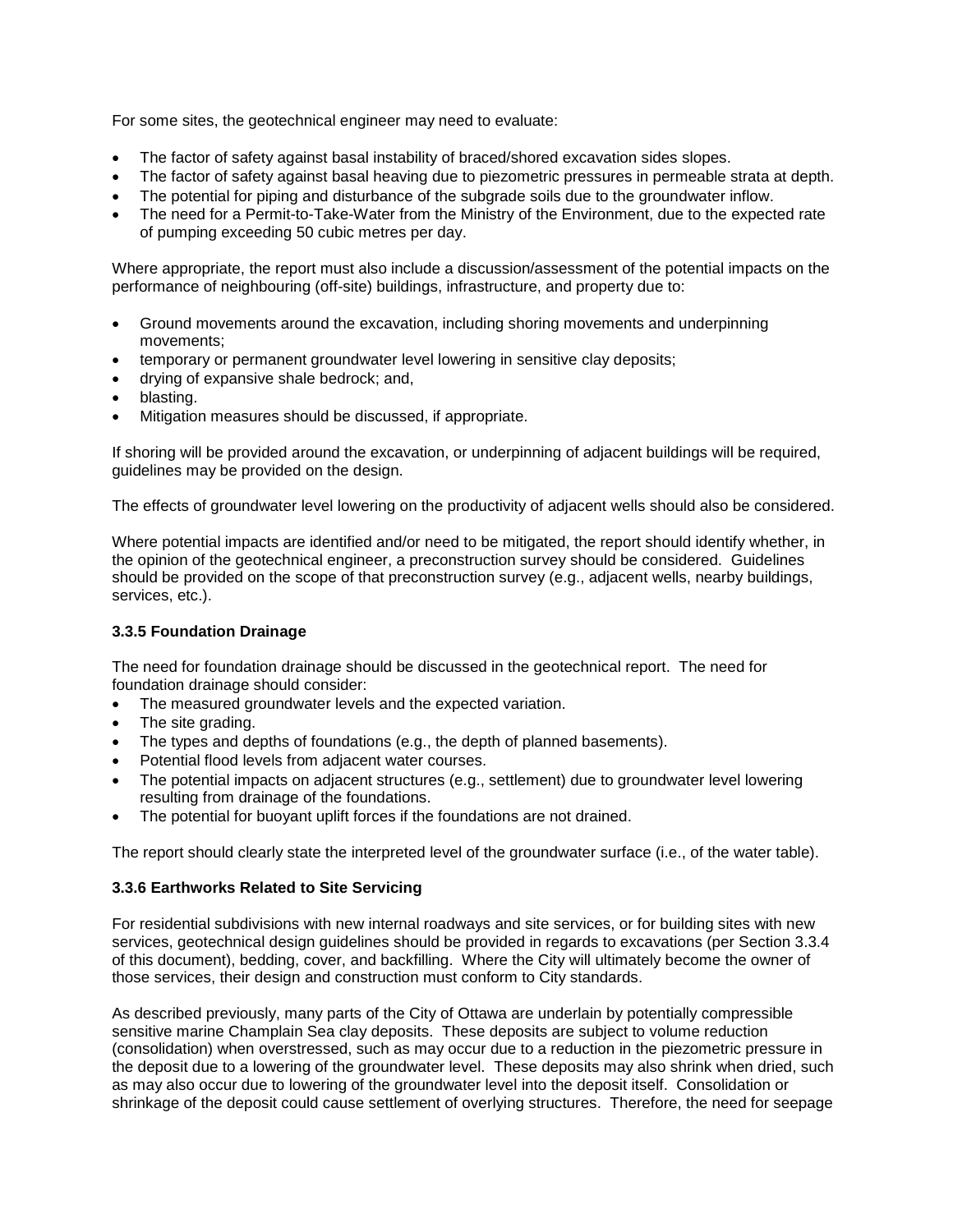For some sites, the geotechnical engineer may need to evaluate:

- The factor of safety against basal instability of braced/shored excavation sides slopes.
- The factor of safety against basal heaving due to piezometric pressures in permeable strata at depth.
- The potential for piping and disturbance of the subgrade soils due to the groundwater inflow.
- The need for a Permit-to-Take-Water from the Ministry of the Environment, due to the expected rate of pumping exceeding 50 cubic metres per day.

Where appropriate, the report must also include a discussion/assessment of the potential impacts on the performance of neighbouring (off-site) buildings, infrastructure, and property due to:

- Ground movements around the excavation, including shoring movements and underpinning movements;
- temporary or permanent groundwater level lowering in sensitive clay deposits;
- drying of expansive shale bedrock; and,
- blasting.
- Mitigation measures should be discussed, if appropriate.

If shoring will be provided around the excavation, or underpinning of adjacent buildings will be required, guidelines may be provided on the design.

The effects of groundwater level lowering on the productivity of adjacent wells should also be considered.

Where potential impacts are identified and/or need to be mitigated, the report should identify whether, in the opinion of the geotechnical engineer, a preconstruction survey should be considered. Guidelines should be provided on the scope of that preconstruction survey (e.g., adjacent wells, nearby buildings, services, etc.).

### 3.3.5 Foundation Drainage

The need for foundation drainage should be discussed in the geotechnical report. The need for foundation drainage should consider:

- The measured groundwater levels and the expected variation.
- The site grading.
- The types and depths of foundations (e.g., the depth of planned basements).
- Potential flood levels from adjacent water courses.
- The potential impacts on adjacent structures (e.g., settlement) due to groundwater level lowering resulting from drainage of the foundations.
- The potential for buoyant uplift forces if the foundations are not drained.

The report should clearly state the interpreted level of the groundwater surface (i.e., of the water table).

### 3.3.6 Earthworks Related to Site Servicing

For residential subdivisions with new internal roadways and site services, or for building sites with new services, geotechnical design guidelines should be provided in regards to excavations (per Section 3.3.4 of this document), bedding, cover, and backfilling. Where the City will ultimately become the owner of those services, their design and construction must conform to City standards.

As described previously, many parts of the City of Ottawa are underlain by potentially compressible sensitive marine Champlain Sea clay deposits. These deposits are subject to volume reduction (consolidation) when overstressed, such as may occur due to a reduction in the piezometric pressure in the deposit due to a lowering of the groundwater level. These deposits may also shrink when dried, such as may also occur due to lowering of the groundwater level into the deposit itself. Consolidation or shrinkage of the deposit could cause settlement of overlying structures. Therefore, the need for seepage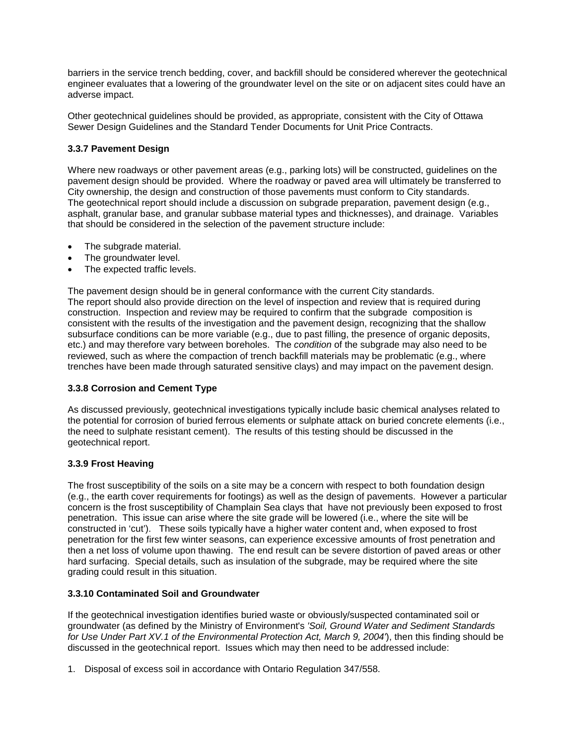barriers in the service trench bedding, cover, and backfill should be considered wherever the geotechnical engineer evaluates that a lowering of the groundwater level on the site or on adjacent sites could have an adverse impact.

Other geotechnical guidelines should be provided, as appropriate, consistent with the City of Ottawa Sewer Design Guidelines and the Standard Tender Documents for Unit Price Contracts.

### 3.3.7 Pavement Design

Where new roadways or other pavement areas (e.g., parking lots) will be constructed, guidelines on the pavement design should be provided. Where the roadway or paved area will ultimately be transferred to City ownership, the design and construction of those pavements must conform to City standards. The geotechnical report should include a discussion on subgrade preparation, pavement design (e.g., asphalt, granular base, and granular subbase material types and thicknesses), and drainage. Variables that should be considered in the selection of the pavement structure include:

- The subgrade material.
- The groundwater level.
- The expected traffic levels.

The pavement design should be in general conformance with the current City standards. The report should also provide direction on the level of inspection and review that is required during construction. Inspection and review may be required to confirm that the subgrade composition is consistent with the results of the investigation and the pavement design, recognizing that the shallow subsurface conditions can be more variable (e.g., due to past filling, the presence of organic deposits, etc.) and may therefore vary between boreholes. The *condition* of the subgrade may also need to be reviewed, such as where the compaction of trench backfill materials may be problematic (e.g., where trenches have been made through saturated sensitive clays) and may impact on the pavement design.

### 3.3.8 Corrosion and Cement Type

As discussed previously, geotechnical investigations typically include basic chemical analyses related to the potential for corrosion of buried ferrous elements or sulphate attack on buried concrete elements (i.e., the need to sulphate resistant cement). The results of this testing should be discussed in the geotechnical report.

### 3.3.9 Frost Heaving

The frost susceptibility of the soils on a site may be a concern with respect to both foundation design (e.g., the earth cover requirements for footings) as well as the design of pavements. However a particular concern is the frost susceptibility of Champlain Sea clays that have not previously been exposed to frost penetration. This issue can arise where the site grade will be lowered (i.e., where the site will be constructed in 'cut'). These soils typically have a higher water content and, when exposed to frost penetration for the first few winter seasons, can experience excessive amounts of frost penetration and then a net loss of volume upon thawing. The end result can be severe distortion of paved areas or other hard surfacing. Special details, such as insulation of the subgrade, may be required where the site grading could result in this situation.

### 3.3.10 Contaminated Soil and Groundwater

If the geotechnical investigation identifies buried waste or obviously/suspected contaminated soil or groundwater (as defined by the Ministry of Environment's *'Soil, Ground Water and Sediment Standards for Use Under Part XV.1 of the Environmental Protection Act, March 9, 2004'*), then this finding should be discussed in the geotechnical report. Issues which may then need to be addressed include:

1. Disposal of excess soil in accordance with Ontario Regulation 347/558.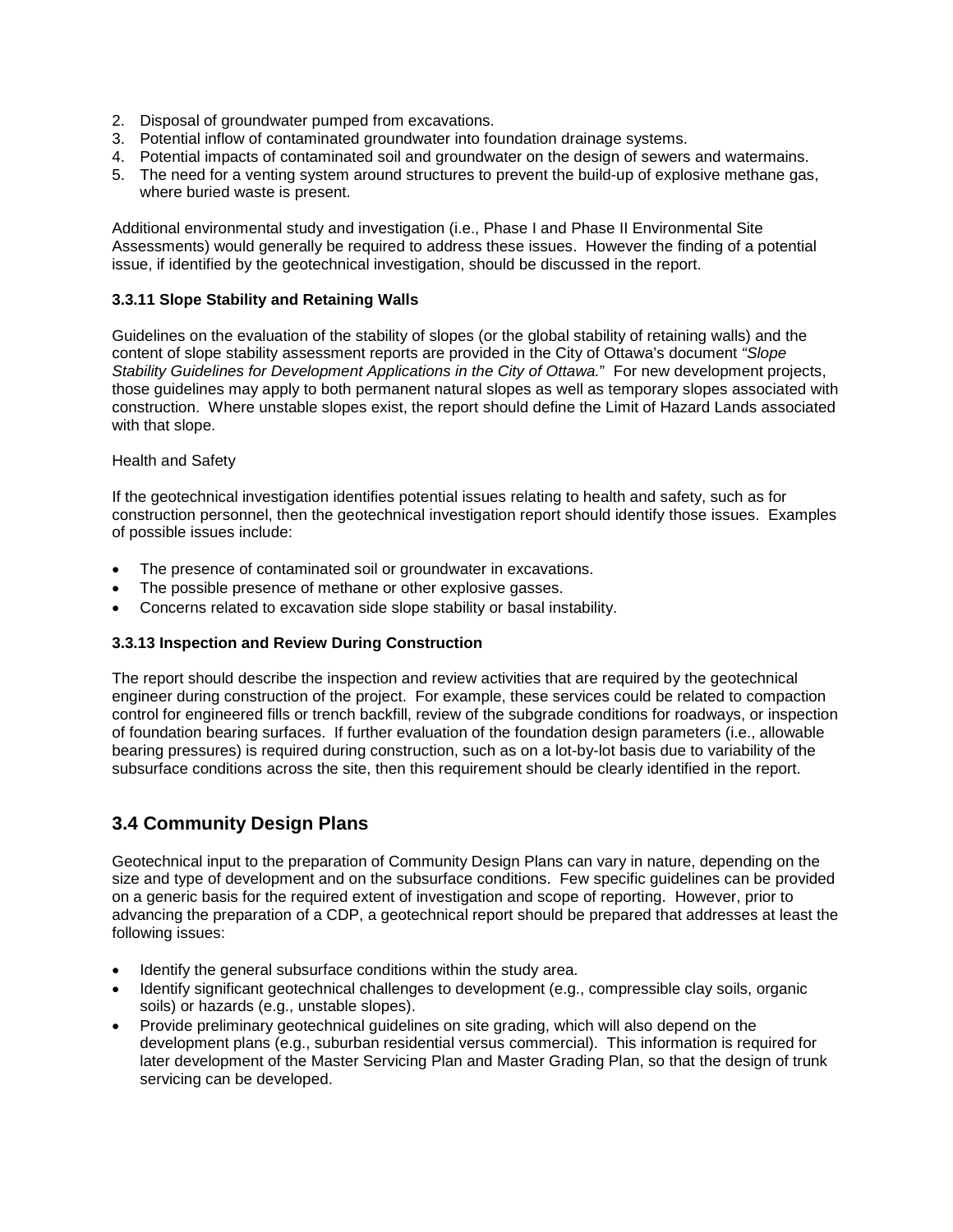2. Disposal of groundwater pumped from excavations.
3. Potential inflow of contaminated groundwater into foundation drainage systems.
4. Potential impacts of contaminated soil and groundwater on the design of sewers and watermains.
5. The need for a venting system around structures to prevent the build-up of explosive methane gas, where buried waste is present.

Additional environmental study and investigation (i.e., Phase I and Phase II Environmental Site Assessments) would generally be required to address these issues. However the finding of a potential issue, if identified by the geotechnical investigation, should be discussed in the report.

#### 3.3.11 Slope Stability and Retaining Walls

Guidelines on the evaluation of the stability of slopes (or the global stability of retaining walls) and the content of slope stability assessment reports are provided in the City of Ottawa's document *"Slope Stability Guidelines for Development Applications in the City of Ottawa.*" For new development projects, those guidelines may apply to both permanent natural slopes as well as temporary slopes associated with construction. Where unstable slopes exist, the report should define the Limit of Hazard Lands associated with that slope.

Health and Safety

If the geotechnical investigation identifies potential issues relating to health and safety, such as for construction personnel, then the geotechnical investigation report should identify those issues. Examples of possible issues include:

- The presence of contaminated soil or groundwater in excavations.
- The possible presence of methane or other explosive gasses.
- Concerns related to excavation side slope stability or basal instability.

#### 3.3.13 Inspection and Review During Construction

The report should describe the inspection and review activities that are required by the geotechnical engineer during construction of the project. For example, these services could be related to compaction control for engineered fills or trench backfill, review of the subgrade conditions for roadways, or inspection of foundation bearing surfaces. If further evaluation of the foundation design parameters (i.e., allowable bearing pressures) is required during construction, such as on a lot-by-lot basis due to variability of the subsurface conditions across the site, then this requirement should be clearly identified in the report.

## 3.4 Community Design Plans

Geotechnical input to the preparation of Community Design Plans can vary in nature, depending on the size and type of development and on the subsurface conditions. Few specific guidelines can be provided on a generic basis for the required extent of investigation and scope of reporting. However, prior to advancing the preparation of a CDP, a geotechnical report should be prepared that addresses at least the following issues:

- Identify the general subsurface conditions within the study area.
- Identify significant geotechnical challenges to development (e.g., compressible clay soils, organic soils) or hazards (e.g., unstable slopes).
- Provide preliminary geotechnical guidelines on site grading, which will also depend on the development plans (e.g., suburban residential versus commercial). This information is required for later development of the Master Servicing Plan and Master Grading Plan, so that the design of trunk servicing can be developed.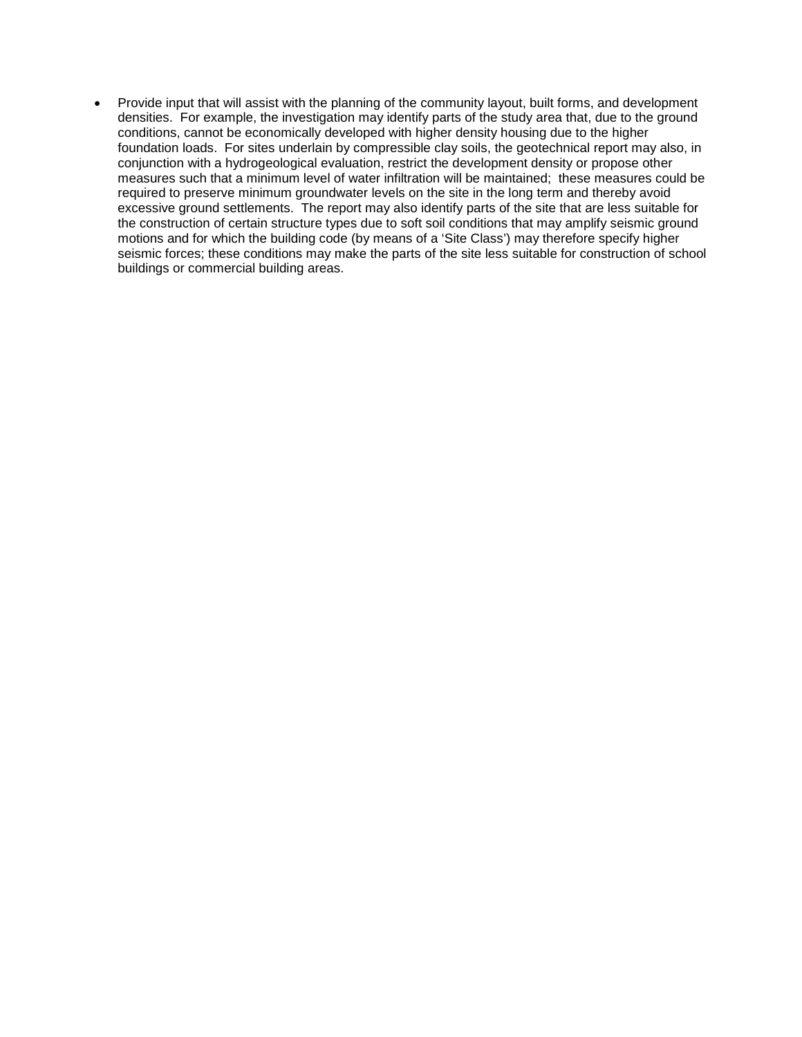- Provide input that will assist with the planning of the community layout, built forms, and development densities. For example, the investigation may identify parts of the study area that, due to the ground conditions, cannot be economically developed with higher density housing due to the higher foundation loads. For sites underlain by compressible clay soils, the geotechnical report may also, in conjunction with a hydrogeological evaluation, restrict the development density or propose other measures such that a minimum level of water infiltration will be maintained; these measures could be required to preserve minimum groundwater levels on the site in the long term and thereby avoid excessive ground settlements. The report may also identify parts of the site that are less suitable for the construction of certain structure types due to soft soil conditions that may amplify seismic ground motions and for which the building code (by means of a 'Site Class') may therefore specify higher seismic forces; these conditions may make the parts of the site less suitable for construction of school buildings or commercial building areas.